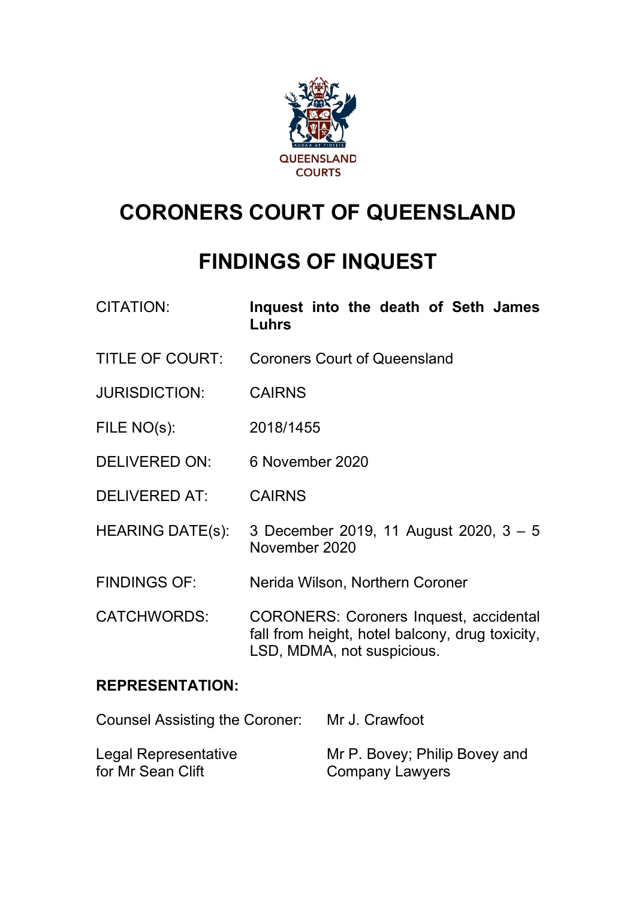QUEENSLAND COURTS

# CORONERS COURT OF QUEENSLAND

# FINDINGS OF INQUEST

| | |
|---|---|
| CITATION: | **Inquest into the death of Seth James Luhrs** |
| TITLE OF COURT: | Coroners Court of Queensland |
| JURISDICTION: | CAIRNS |
| FILE NO(s): | 2018/1455 |
| DELIVERED ON: | 6 November 2020 |
| DELIVERED AT: | CAIRNS |
| HEARING DATE(s): | 3 December 2019, 11 August 2020, 3 – 5 November 2020 |
| FINDINGS OF: | Nerida Wilson, Northern Coroner |
| CATCHWORDS: | CORONERS: Coroners Inquest, accidental fall from height, hotel balcony, drug toxicity, LSD, MDMA, not suspicious. |

**REPRESENTATION:**

| | |
|---|---|
| Counsel Assisting the Coroner: | Mr J. Crawfoot |
| Legal Representative for Mr Sean Clift | Mr P. Bovey; Philip Bovey and Company Lawyers |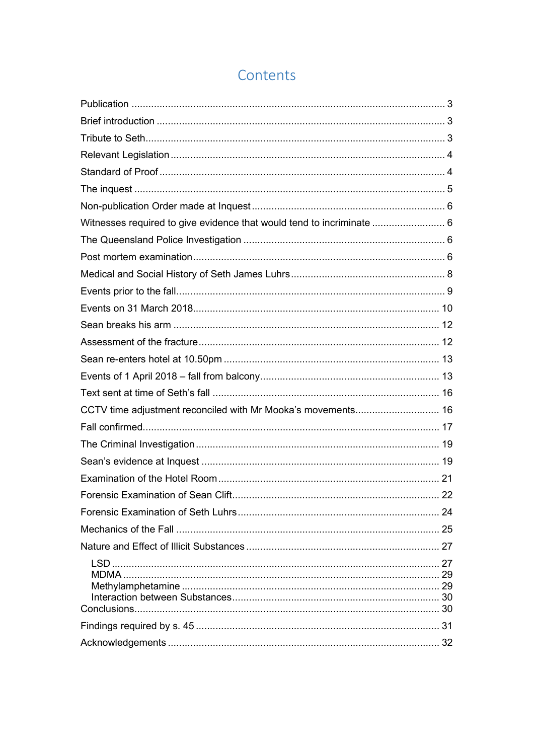# Contents

Publication ..... 3
Brief introduction ..... 3
Tribute to Seth ..... 3
Relevant Legislation ..... 4
Standard of Proof ..... 4
The inquest ..... 5
Non-publication Order made at Inquest ..... 6
Witnesses required to give evidence that would tend to incriminate ..... 6
The Queensland Police Investigation ..... 6
Post mortem examination ..... 6
Medical and Social History of Seth James Luhrs ..... 8
Events prior to the fall ..... 9
Events on 31 March 2018 ..... 10
Sean breaks his arm ..... 12
Assessment of the fracture ..... 12
Sean re-enters hotel at 10.50pm ..... 13
Events of 1 April 2018 – fall from balcony ..... 13
Text sent at time of Seth's fall ..... 16
CCTV time adjustment reconciled with Mr Mooka's movements ..... 16
Fall confirmed ..... 17
The Criminal Investigation ..... 19
Sean's evidence at Inquest ..... 19
Examination of the Hotel Room ..... 21
Forensic Examination of Sean Clift ..... 22
Forensic Examination of Seth Luhrs ..... 24
Mechanics of the Fall ..... 25
Nature and Effect of Illicit Substances ..... 27
- LSD ..... 27
- MDMA ..... 29
- Methylamphetamine ..... 29
- Interaction between Substances ..... 30

Conclusions ..... 30
Findings required by s. 45 ..... 31
Acknowledgements ..... 32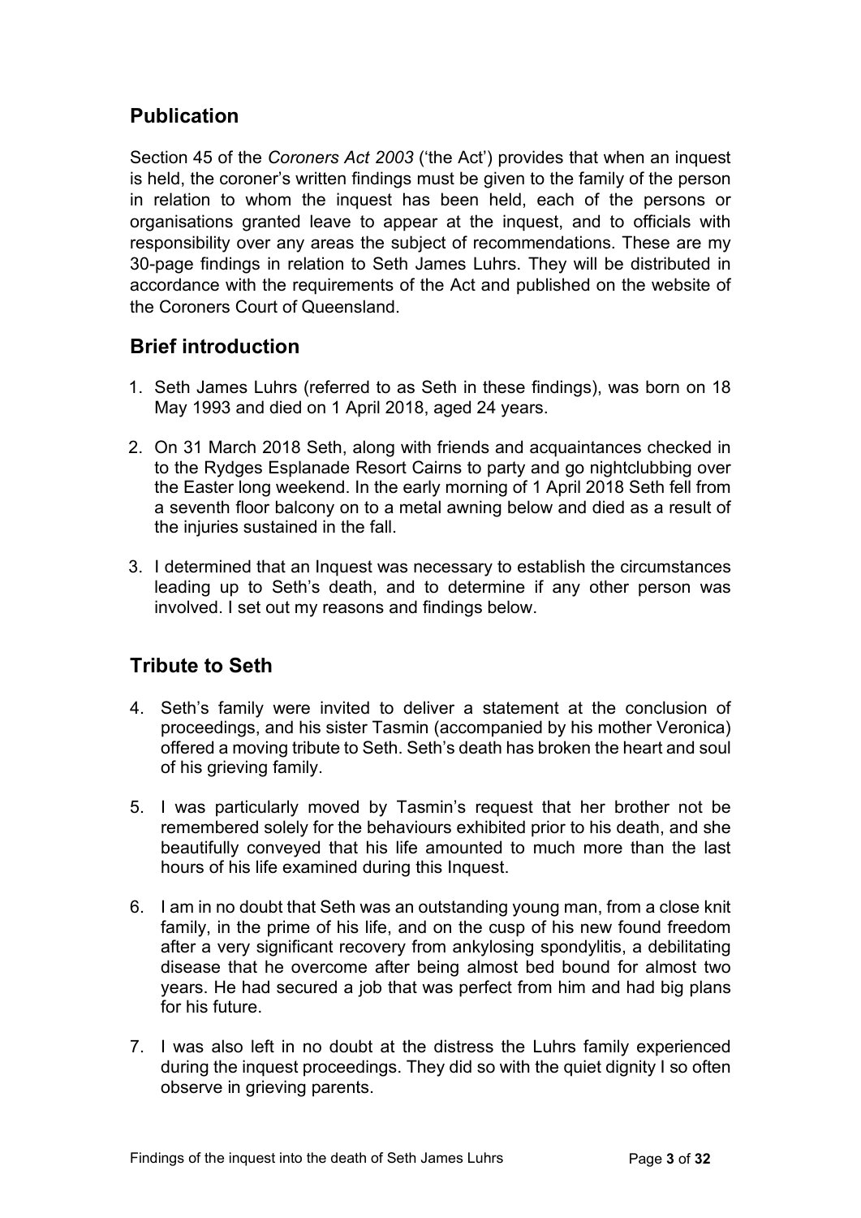## Publication

Section 45 of the *Coroners Act 2003* ('the Act') provides that when an inquest is held, the coroner's written findings must be given to the family of the person in relation to whom the inquest has been held, each of the persons or organisations granted leave to appear at the inquest, and to officials with responsibility over any areas the subject of recommendations. These are my 30-page findings in relation to Seth James Luhrs. They will be distributed in accordance with the requirements of the Act and published on the website of the Coroners Court of Queensland.

## Brief introduction

1. Seth James Luhrs (referred to as Seth in these findings), was born on 18 May 1993 and died on 1 April 2018, aged 24 years.

2. On 31 March 2018 Seth, along with friends and acquaintances checked in to the Rydges Esplanade Resort Cairns to party and go nightclubbing over the Easter long weekend. In the early morning of 1 April 2018 Seth fell from a seventh floor balcony on to a metal awning below and died as a result of the injuries sustained in the fall.

3. I determined that an Inquest was necessary to establish the circumstances leading up to Seth's death, and to determine if any other person was involved. I set out my reasons and findings below.

## Tribute to Seth

4. Seth's family were invited to deliver a statement at the conclusion of proceedings, and his sister Tasmin (accompanied by his mother Veronica) offered a moving tribute to Seth. Seth's death has broken the heart and soul of his grieving family.

5. I was particularly moved by Tasmin's request that her brother not be remembered solely for the behaviours exhibited prior to his death, and she beautifully conveyed that his life amounted to much more than the last hours of his life examined during this Inquest.

6. I am in no doubt that Seth was an outstanding young man, from a close knit family, in the prime of his life, and on the cusp of his new found freedom after a very significant recovery from ankylosing spondylitis, a debilitating disease that he overcome after being almost bed bound for almost two years. He had secured a job that was perfect from him and had big plans for his future.

7. I was also left in no doubt at the distress the Luhrs family experienced during the inquest proceedings. They did so with the quiet dignity I so often observe in grieving parents.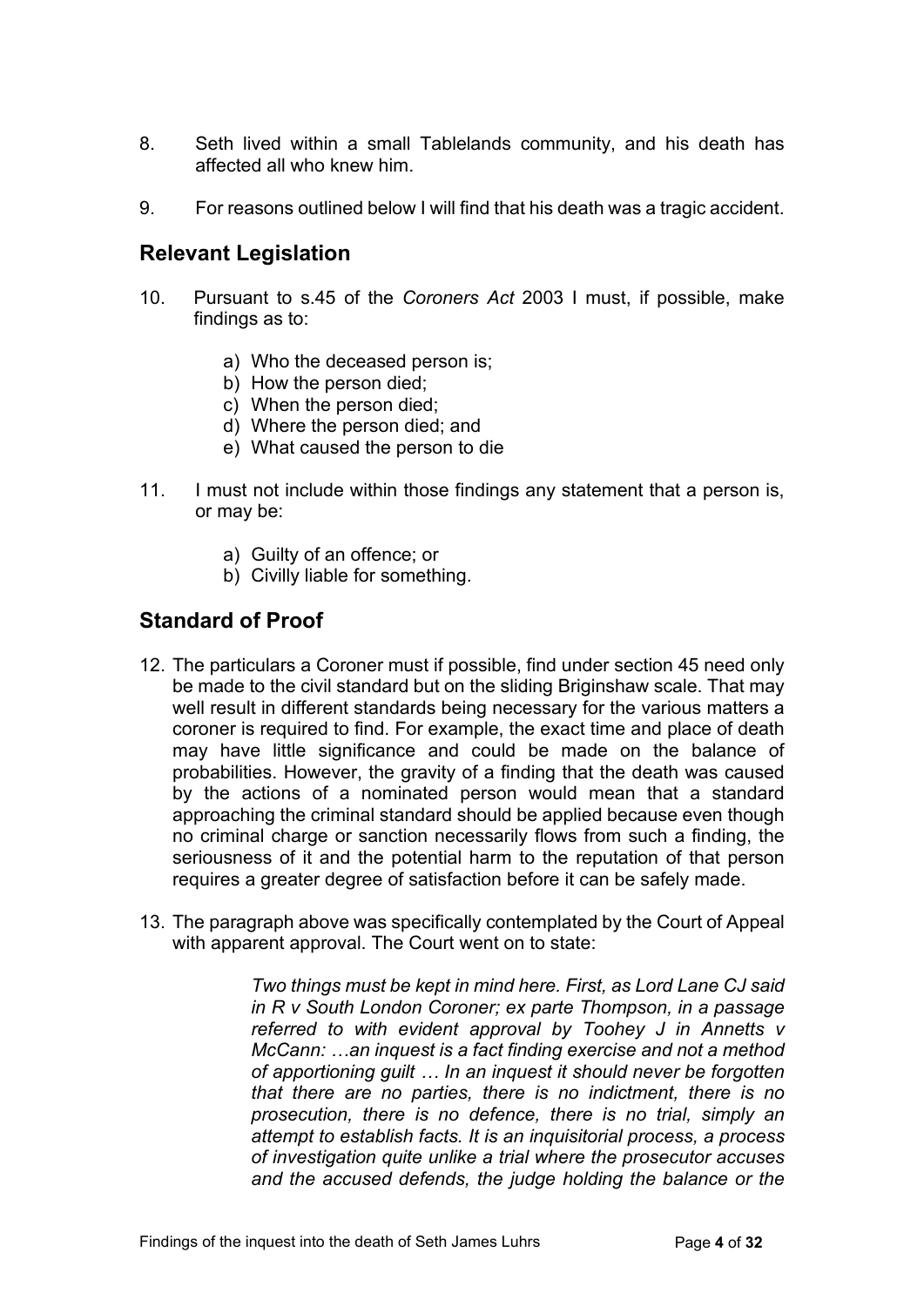8. Seth lived within a small Tablelands community, and his death has affected all who knew him.

9. For reasons outlined below I will find that his death was a tragic accident.

## Relevant Legislation

10. Pursuant to s.45 of the *Coroners Act* 2003 I must, if possible, make findings as to:

    a) Who the deceased person is;
    b) How the person died;
    c) When the person died;
    d) Where the person died; and
    e) What caused the person to die

11. I must not include within those findings any statement that a person is, or may be:

    a) Guilty of an offence; or
    b) Civilly liable for something.

## Standard of Proof

12. The particulars a Coroner must if possible, find under section 45 need only be made to the civil standard but on the sliding Briginshaw scale. That may well result in different standards being necessary for the various matters a coroner is required to find. For example, the exact time and place of death may have little significance and could be made on the balance of probabilities. However, the gravity of a finding that the death was caused by the actions of a nominated person would mean that a standard approaching the criminal standard should be applied because even though no criminal charge or sanction necessarily flows from such a finding, the seriousness of it and the potential harm to the reputation of that person requires a greater degree of satisfaction before it can be safely made.

13. The paragraph above was specifically contemplated by the Court of Appeal with apparent approval. The Court went on to state:

    > *Two things must be kept in mind here. First, as Lord Lane CJ said in R v South London Coroner; ex parte Thompson, in a passage referred to with evident approval by Toohey J in Annetts v McCann: …an inquest is a fact finding exercise and not a method of apportioning guilt … In an inquest it should never be forgotten that there are no parties, there is no indictment, there is no prosecution, there is no defence, there is no trial, simply an attempt to establish facts. It is an inquisitorial process, a process of investigation quite unlike a trial where the prosecutor accuses and the accused defends, the judge holding the balance or the*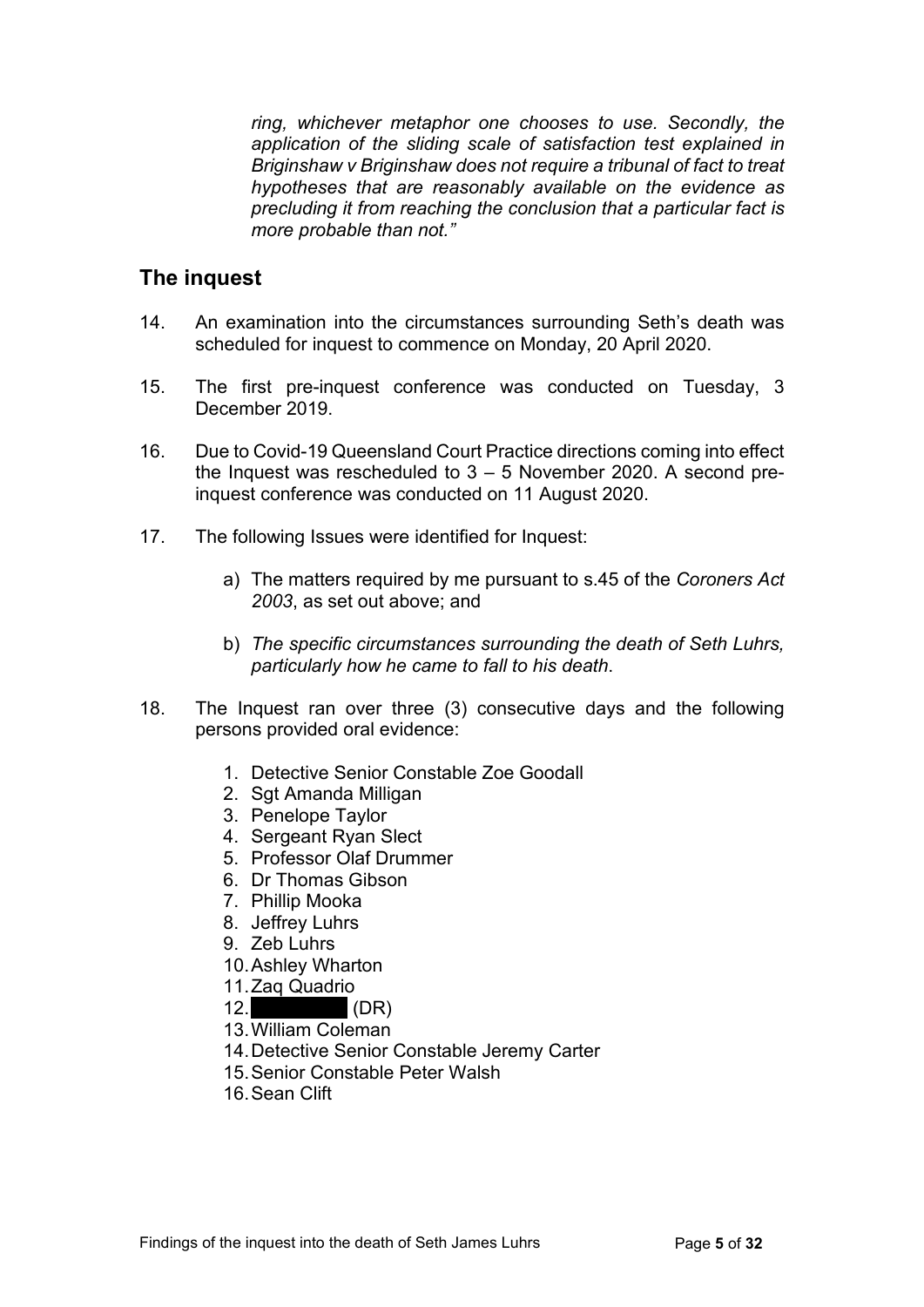*ring, whichever metaphor one chooses to use. Secondly, the application of the sliding scale of satisfaction test explained in Briginshaw v Briginshaw does not require a tribunal of fact to treat hypotheses that are reasonably available on the evidence as precluding it from reaching the conclusion that a particular fact is more probable than not."*

## The inquest

14. An examination into the circumstances surrounding Seth's death was scheduled for inquest to commence on Monday, 20 April 2020.

15. The first pre-inquest conference was conducted on Tuesday, 3 December 2019.

16. Due to Covid-19 Queensland Court Practice directions coming into effect the Inquest was rescheduled to 3 – 5 November 2020. A second pre-inquest conference was conducted on 11 August 2020.

17. The following Issues were identified for Inquest:

    a) The matters required by me pursuant to s.45 of the *Coroners Act 2003*, as set out above; and

    b) *The specific circumstances surrounding the death of Seth Luhrs, particularly how he came to fall to his death.*

18. The Inquest ran over three (3) consecutive days and the following persons provided oral evidence:

    1. Detective Senior Constable Zoe Goodall
    2. Sgt Amanda Milligan
    3. Penelope Taylor
    4. Sergeant Ryan Slect
    5. Professor Olaf Drummer
    6. Dr Thomas Gibson
    7. Phillip Mooka
    8. Jeffrey Luhrs
    9. Zeb Luhrs
    10. Ashley Wharton
    11. Zaq Quadrio
    12. ██████ (DR)
    13. William Coleman
    14. Detective Senior Constable Jeremy Carter
    15. Senior Constable Peter Walsh
    16. Sean Clift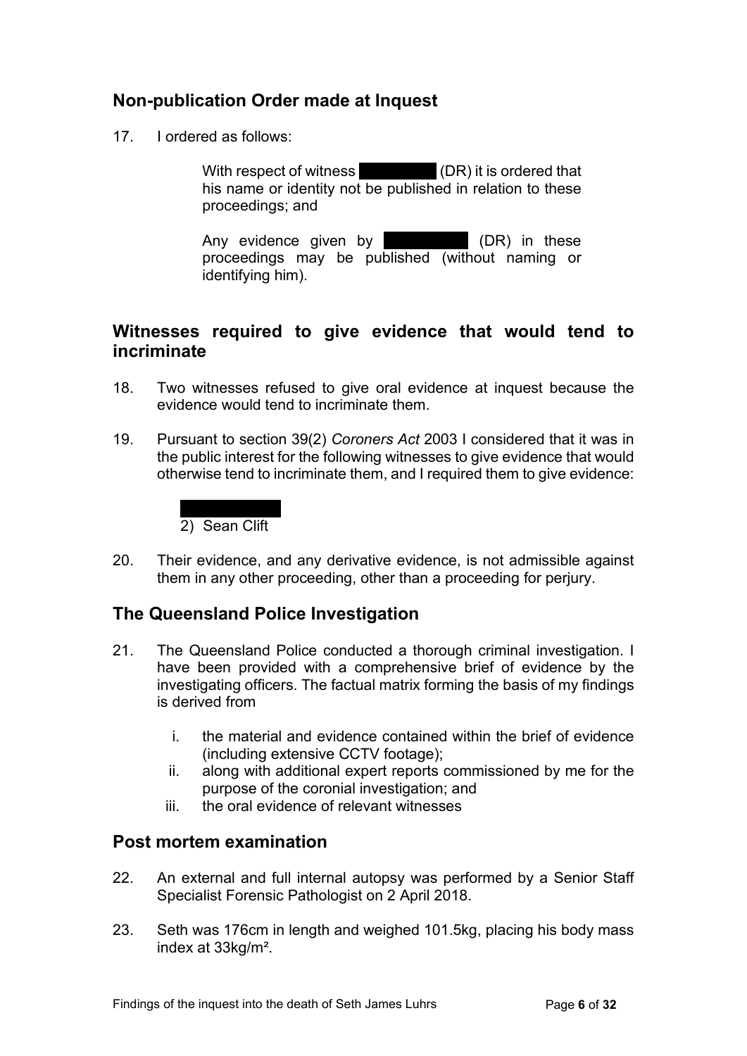## Non-publication Order made at Inquest

17. I ordered as follows:

> With respect of witness (DR) it is ordered that his name or identity not be published in relation to these proceedings; and
>
> Any evidence given by (DR) in these proceedings may be published (without naming or identifying him).

## Witnesses required to give evidence that would tend to incriminate

18. Two witnesses refused to give oral evidence at inquest because the evidence would tend to incriminate them.

19. Pursuant to section 39(2) *Coroners Act* 2003 I considered that it was in the public interest for the following witnesses to give evidence that would otherwise tend to incriminate them, and I required them to give evidence:

    2) Sean Clift

20. Their evidence, and any derivative evidence, is not admissible against them in any other proceeding, other than a proceeding for perjury.

## The Queensland Police Investigation

21. The Queensland Police conducted a thorough criminal investigation. I have been provided with a comprehensive brief of evidence by the investigating officers. The factual matrix forming the basis of my findings is derived from

    i. the material and evidence contained within the brief of evidence (including extensive CCTV footage);
    ii. along with additional expert reports commissioned by me for the purpose of the coronial investigation; and
    iii. the oral evidence of relevant witnesses

## Post mortem examination

22. An external and full internal autopsy was performed by a Senior Staff Specialist Forensic Pathologist on 2 April 2018.

23. Seth was 176cm in length and weighed 101.5kg, placing his body mass index at 33kg/m².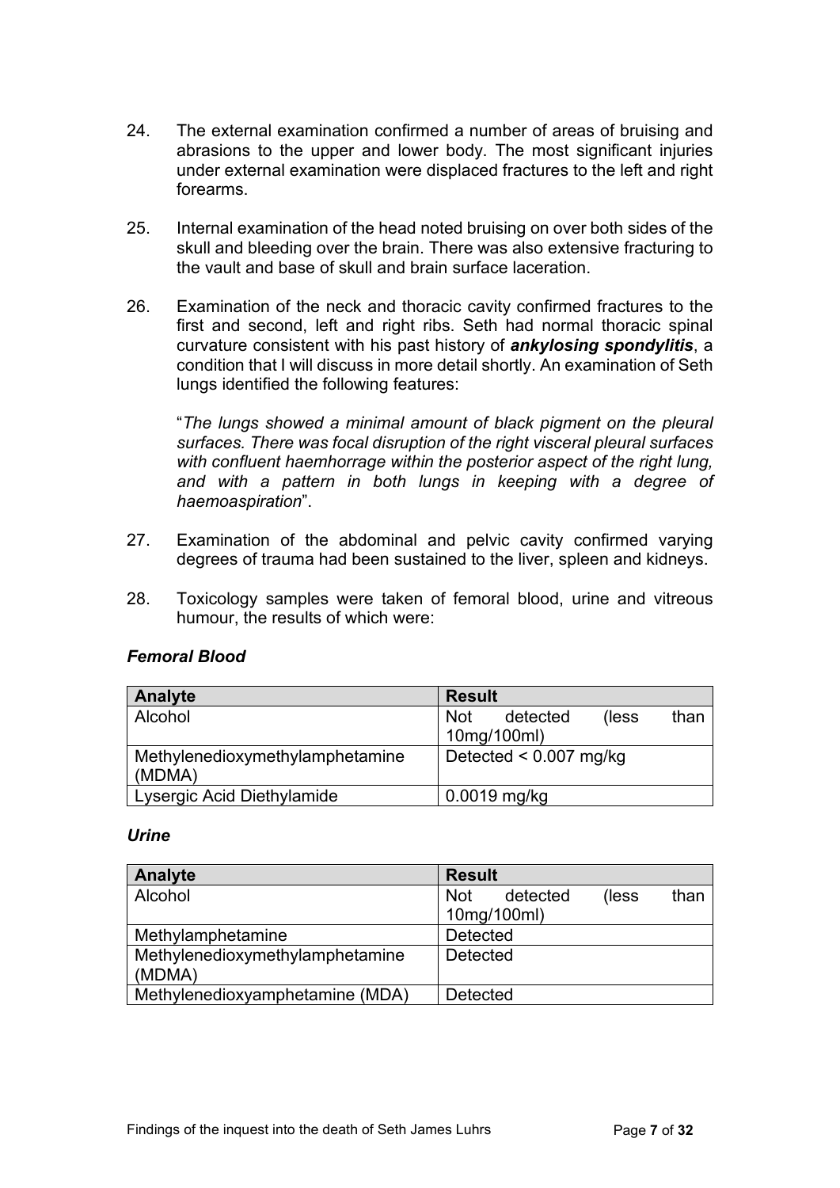24. The external examination confirmed a number of areas of bruising and abrasions to the upper and lower body. The most significant injuries under external examination were displaced fractures to the left and right forearms.

25. Internal examination of the head noted bruising on over both sides of the skull and bleeding over the brain. There was also extensive fracturing to the vault and base of skull and brain surface laceration.

26. Examination of the neck and thoracic cavity confirmed fractures to the first and second, left and right ribs. Seth had normal thoracic spinal curvature consistent with his past history of ***ankylosing spondylitis***, a condition that I will discuss in more detail shortly. An examination of Seth lungs identified the following features:

    "*The lungs showed a minimal amount of black pigment on the pleural surfaces. There was focal disruption of the right visceral pleural surfaces with confluent haemhorrage within the posterior aspect of the right lung, and with a pattern in both lungs in keeping with a degree of haemoaspiration*".

27. Examination of the abdominal and pelvic cavity confirmed varying degrees of trauma had been sustained to the liver, spleen and kidneys.

28. Toxicology samples were taken of femoral blood, urine and vitreous humour, the results of which were:

***Femoral Blood***

| Analyte | Result |
|---|---|
| Alcohol | Not detected (less than 10mg/100ml) |
| Methylenedioxymethylamphetamine (MDMA) | Detected < 0.007 mg/kg |
| Lysergic Acid Diethylamide | 0.0019 mg/kg |

***Urine***

| Analyte | Result |
|---|---|
| Alcohol | Not detected (less than 10mg/100ml) |
| Methylamphetamine | Detected |
| Methylenedioxymethylamphetamine (MDMA) | Detected |
| Methylenedioxyamphetamine (MDA) | Detected |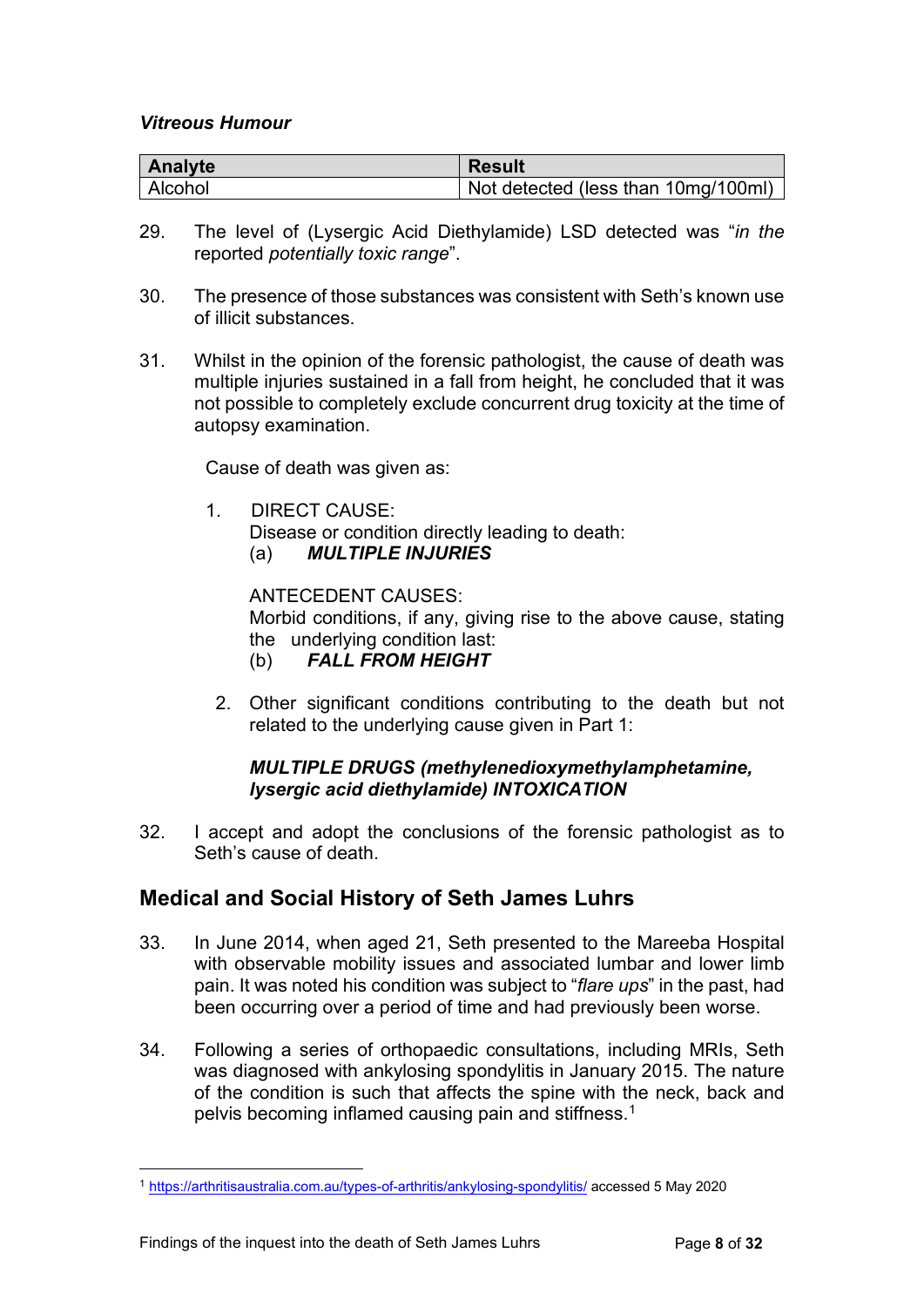***Vitreous Humour***

| Analyte | Result |
|---|---|
| Alcohol | Not detected (less than 10mg/100ml) |

29. The level of (Lysergic Acid Diethylamide) LSD detected was "*in the* reported *potentially toxic range*".

30. The presence of those substances was consistent with Seth's known use of illicit substances.

31. Whilst in the opinion of the forensic pathologist, the cause of death was multiple injuries sustained in a fall from height, he concluded that it was not possible to completely exclude concurrent drug toxicity at the time of autopsy examination.

    Cause of death was given as:

    1. DIRECT CAUSE:
       Disease or condition directly leading to death:
       (a) ***MULTIPLE INJURIES***

       ANTECEDENT CAUSES:
       Morbid conditions, if any, giving rise to the above cause, stating the underlying condition last:
       (b) ***FALL FROM HEIGHT***

    2. Other significant conditions contributing to the death but not related to the underlying cause given in Part 1:

       ***MULTIPLE DRUGS (methylenedioxymethylamphetamine, lysergic acid diethylamide) INTOXICATION***

32. I accept and adopt the conclusions of the forensic pathologist as to Seth's cause of death.

## Medical and Social History of Seth James Luhrs

33. In June 2014, when aged 21, Seth presented to the Mareeba Hospital with observable mobility issues and associated lumbar and lower limb pain. It was noted his condition was subject to "*flare ups*" in the past, had been occurring over a period of time and had previously been worse.

34. Following a series of orthopaedic consultations, including MRIs, Seth was diagnosed with ankylosing spondylitis in January 2015. The nature of the condition is such that affects the spine with the neck, back and pelvis becoming inflamed causing pain and stiffness.[1]

[1] https://arthritisaustralia.com.au/types-of-arthritis/ankylosing-spondylitis/ accessed 5 May 2020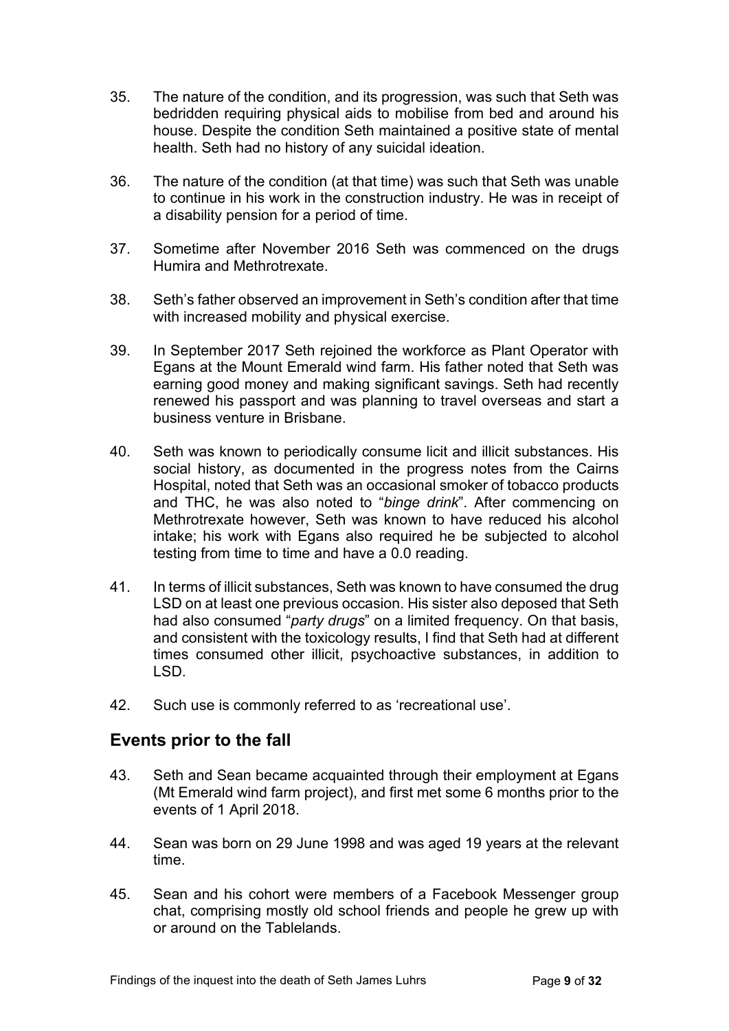35. The nature of the condition, and its progression, was such that Seth was bedridden requiring physical aids to mobilise from bed and around his house. Despite the condition Seth maintained a positive state of mental health. Seth had no history of any suicidal ideation.

36. The nature of the condition (at that time) was such that Seth was unable to continue in his work in the construction industry. He was in receipt of a disability pension for a period of time.

37. Sometime after November 2016 Seth was commenced on the drugs Humira and Methrotrexate.

38. Seth's father observed an improvement in Seth's condition after that time with increased mobility and physical exercise.

39. In September 2017 Seth rejoined the workforce as Plant Operator with Egans at the Mount Emerald wind farm. His father noted that Seth was earning good money and making significant savings. Seth had recently renewed his passport and was planning to travel overseas and start a business venture in Brisbane.

40. Seth was known to periodically consume licit and illicit substances. His social history, as documented in the progress notes from the Cairns Hospital, noted that Seth was an occasional smoker of tobacco products and THC, he was also noted to "*binge drink*". After commencing on Methrotrexate however, Seth was known to have reduced his alcohol intake; his work with Egans also required he be subjected to alcohol testing from time to time and have a 0.0 reading.

41. In terms of illicit substances, Seth was known to have consumed the drug LSD on at least one previous occasion. His sister also deposed that Seth had also consumed "*party drugs*" on a limited frequency. On that basis, and consistent with the toxicology results, I find that Seth had at different times consumed other illicit, psychoactive substances, in addition to LSD.

42. Such use is commonly referred to as 'recreational use'.

## Events prior to the fall

43. Seth and Sean became acquainted through their employment at Egans (Mt Emerald wind farm project), and first met some 6 months prior to the events of 1 April 2018.

44. Sean was born on 29 June 1998 and was aged 19 years at the relevant time.

45. Sean and his cohort were members of a Facebook Messenger group chat, comprising mostly old school friends and people he grew up with or around on the Tablelands.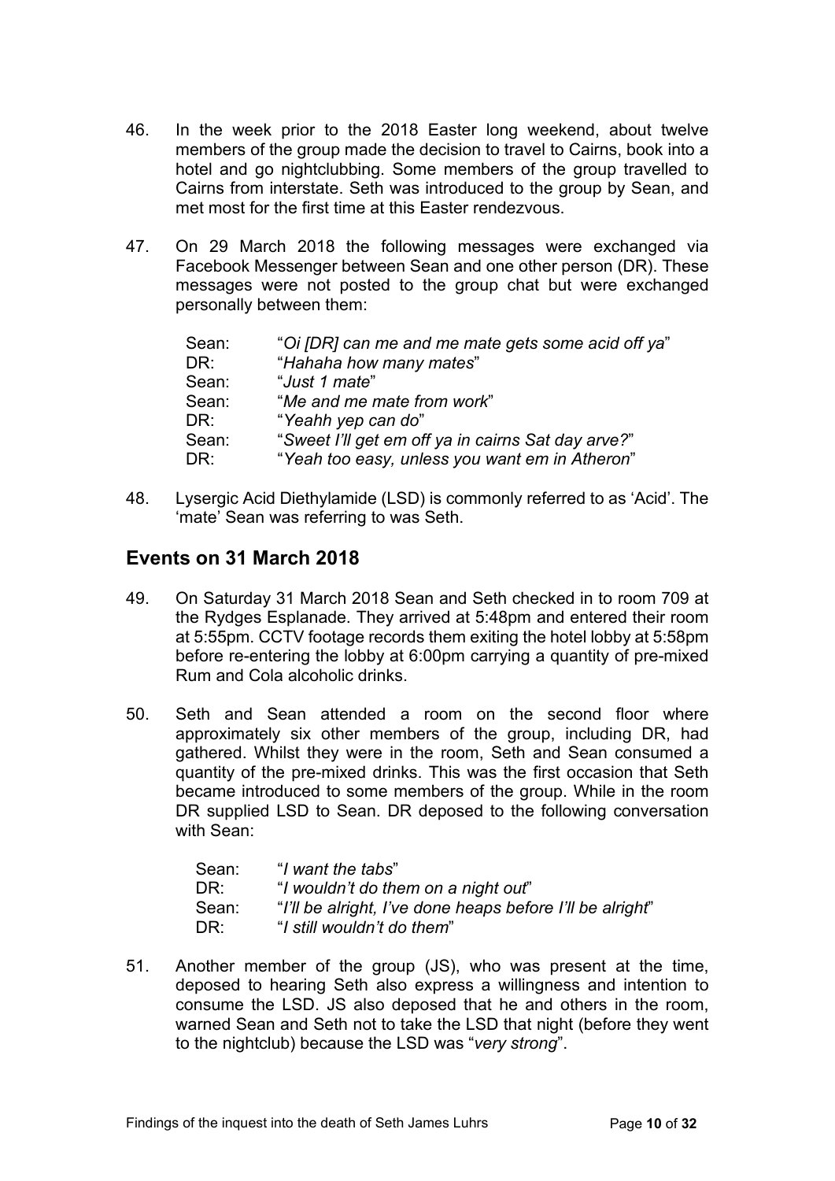46. In the week prior to the 2018 Easter long weekend, about twelve members of the group made the decision to travel to Cairns, book into a hotel and go nightclubbing. Some members of the group travelled to Cairns from interstate. Seth was introduced to the group by Sean, and met most for the first time at this Easter rendezvous.

47. On 29 March 2018 the following messages were exchanged via Facebook Messenger between Sean and one other person (DR). These messages were not posted to the group chat but were exchanged personally between them:

| | |
|---|---|
| Sean: | "*Oi [DR] can me and me mate gets some acid off ya*" |
| DR: | "*Hahaha how many mates*" |
| Sean: | "*Just 1 mate*" |
| Sean: | "*Me and me mate from work*" |
| DR: | "*Yeahh yep can do*" |
| Sean: | "*Sweet I'll get em off ya in cairns Sat day arve?*" |
| DR: | "*Yeah too easy, unless you want em in Atheron*" |

48. Lysergic Acid Diethylamide (LSD) is commonly referred to as 'Acid'. The 'mate' Sean was referring to was Seth.

## Events on 31 March 2018

49. On Saturday 31 March 2018 Sean and Seth checked in to room 709 at the Rydges Esplanade. They arrived at 5:48pm and entered their room at 5:55pm. CCTV footage records them exiting the hotel lobby at 5:58pm before re-entering the lobby at 6:00pm carrying a quantity of pre-mixed Rum and Cola alcoholic drinks.

50. Seth and Sean attended a room on the second floor where approximately six other members of the group, including DR, had gathered. Whilst they were in the room, Seth and Sean consumed a quantity of the pre-mixed drinks. This was the first occasion that Seth became introduced to some members of the group. While in the room DR supplied LSD to Sean. DR deposed to the following conversation with Sean:

| | |
|---|---|
| Sean: | "*I want the tabs*" |
| DR: | "*I wouldn't do them on a night out*" |
| Sean: | "*I'll be alright, I've done heaps before I'll be alright*" |
| DR: | "*I still wouldn't do them*" |

51. Another member of the group (JS), who was present at the time, deposed to hearing Seth also express a willingness and intention to consume the LSD. JS also deposed that he and others in the room, warned Sean and Seth not to take the LSD that night (before they went to the nightclub) because the LSD was "*very strong*".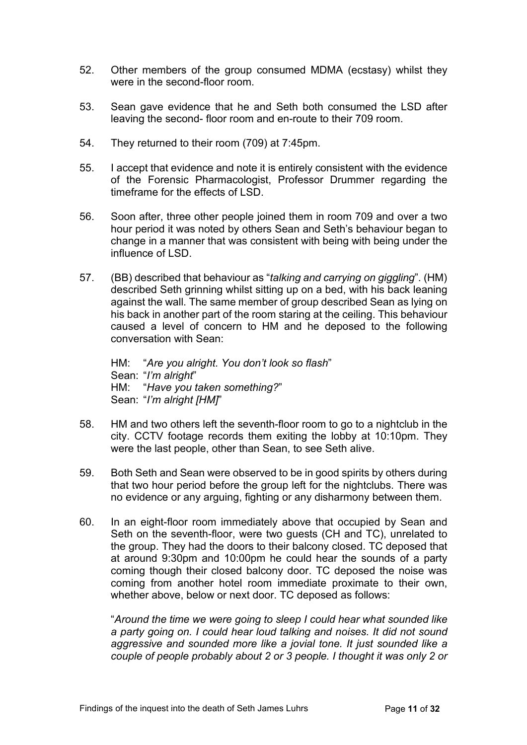52. Other members of the group consumed MDMA (ecstasy) whilst they were in the second-floor room.

53. Sean gave evidence that he and Seth both consumed the LSD after leaving the second- floor room and en-route to their 709 room.

54. They returned to their room (709) at 7:45pm.

55. I accept that evidence and note it is entirely consistent with the evidence of the Forensic Pharmacologist, Professor Drummer regarding the timeframe for the effects of LSD.

56. Soon after, three other people joined them in room 709 and over a two hour period it was noted by others Sean and Seth's behaviour began to change in a manner that was consistent with being with being under the influence of LSD.

57. (BB) described that behaviour as "*talking and carrying on giggling*". (HM) described Seth grinning whilst sitting up on a bed, with his back leaning against the wall. The same member of group described Sean as lying on his back in another part of the room staring at the ceiling. This behaviour caused a level of concern to HM and he deposed to the following conversation with Sean:

    HM: "*Are you alright. You don't look so flash*"
    Sean: "*I'm alright*"
    HM: "*Have you taken something?*"
    Sean: "*I'm alright [HM]*"

58. HM and two others left the seventh-floor room to go to a nightclub in the city. CCTV footage records them exiting the lobby at 10:10pm. They were the last people, other than Sean, to see Seth alive.

59. Both Seth and Sean were observed to be in good spirits by others during that two hour period before the group left for the nightclubs. There was no evidence or any arguing, fighting or any disharmony between them.

60. In an eight-floor room immediately above that occupied by Sean and Seth on the seventh-floor, were two guests (CH and TC), unrelated to the group. They had the doors to their balcony closed. TC deposed that at around 9:30pm and 10:00pm he could hear the sounds of a party coming though their closed balcony door. TC deposed the noise was coming from another hotel room immediate proximate to their own, whether above, below or next door. TC deposed as follows:

    "*Around the time we were going to sleep I could hear what sounded like a party going on. I could hear loud talking and noises. It did not sound aggressive and sounded more like a jovial tone. It just sounded like a couple of people probably about 2 or 3 people. I thought it was only 2 or*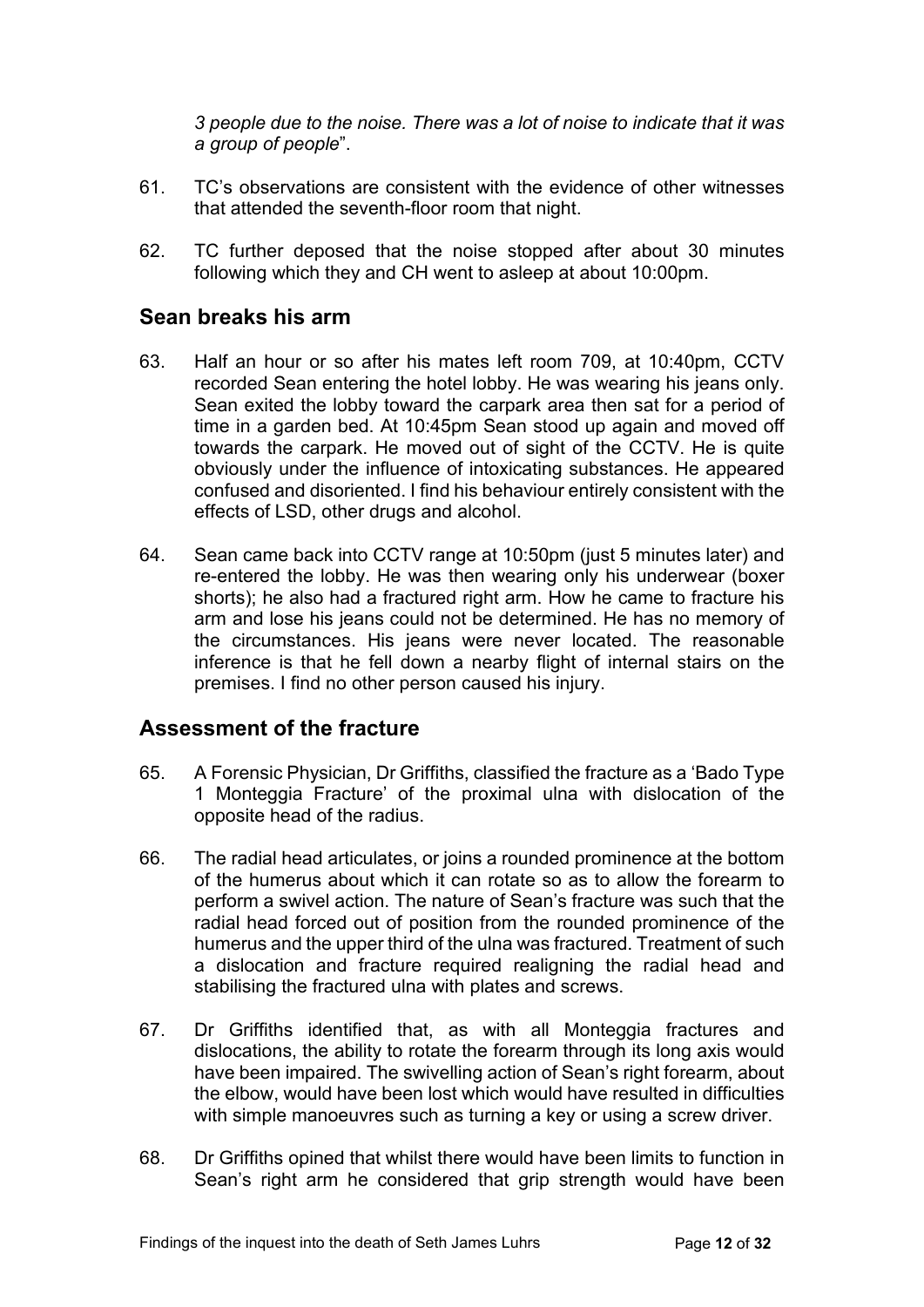*3 people due to the noise. There was a lot of noise to indicate that it was a group of people*".

61. TC's observations are consistent with the evidence of other witnesses that attended the seventh-floor room that night.

62. TC further deposed that the noise stopped after about 30 minutes following which they and CH went to asleep at about 10:00pm.

## Sean breaks his arm

63. Half an hour or so after his mates left room 709, at 10:40pm, CCTV recorded Sean entering the hotel lobby. He was wearing his jeans only. Sean exited the lobby toward the carpark area then sat for a period of time in a garden bed. At 10:45pm Sean stood up again and moved off towards the carpark. He moved out of sight of the CCTV. He is quite obviously under the influence of intoxicating substances. He appeared confused and disoriented. I find his behaviour entirely consistent with the effects of LSD, other drugs and alcohol.

64. Sean came back into CCTV range at 10:50pm (just 5 minutes later) and re-entered the lobby. He was then wearing only his underwear (boxer shorts); he also had a fractured right arm. How he came to fracture his arm and lose his jeans could not be determined. He has no memory of the circumstances. His jeans were never located. The reasonable inference is that he fell down a nearby flight of internal stairs on the premises. I find no other person caused his injury.

## Assessment of the fracture

65. A Forensic Physician, Dr Griffiths, classified the fracture as a 'Bado Type 1 Monteggia Fracture' of the proximal ulna with dislocation of the opposite head of the radius.

66. The radial head articulates, or joins a rounded prominence at the bottom of the humerus about which it can rotate so as to allow the forearm to perform a swivel action. The nature of Sean's fracture was such that the radial head forced out of position from the rounded prominence of the humerus and the upper third of the ulna was fractured. Treatment of such a dislocation and fracture required realigning the radial head and stabilising the fractured ulna with plates and screws.

67. Dr Griffiths identified that, as with all Monteggia fractures and dislocations, the ability to rotate the forearm through its long axis would have been impaired. The swivelling action of Sean's right forearm, about the elbow, would have been lost which would have resulted in difficulties with simple manoeuvres such as turning a key or using a screw driver.

68. Dr Griffiths opined that whilst there would have been limits to function in Sean's right arm he considered that grip strength would have been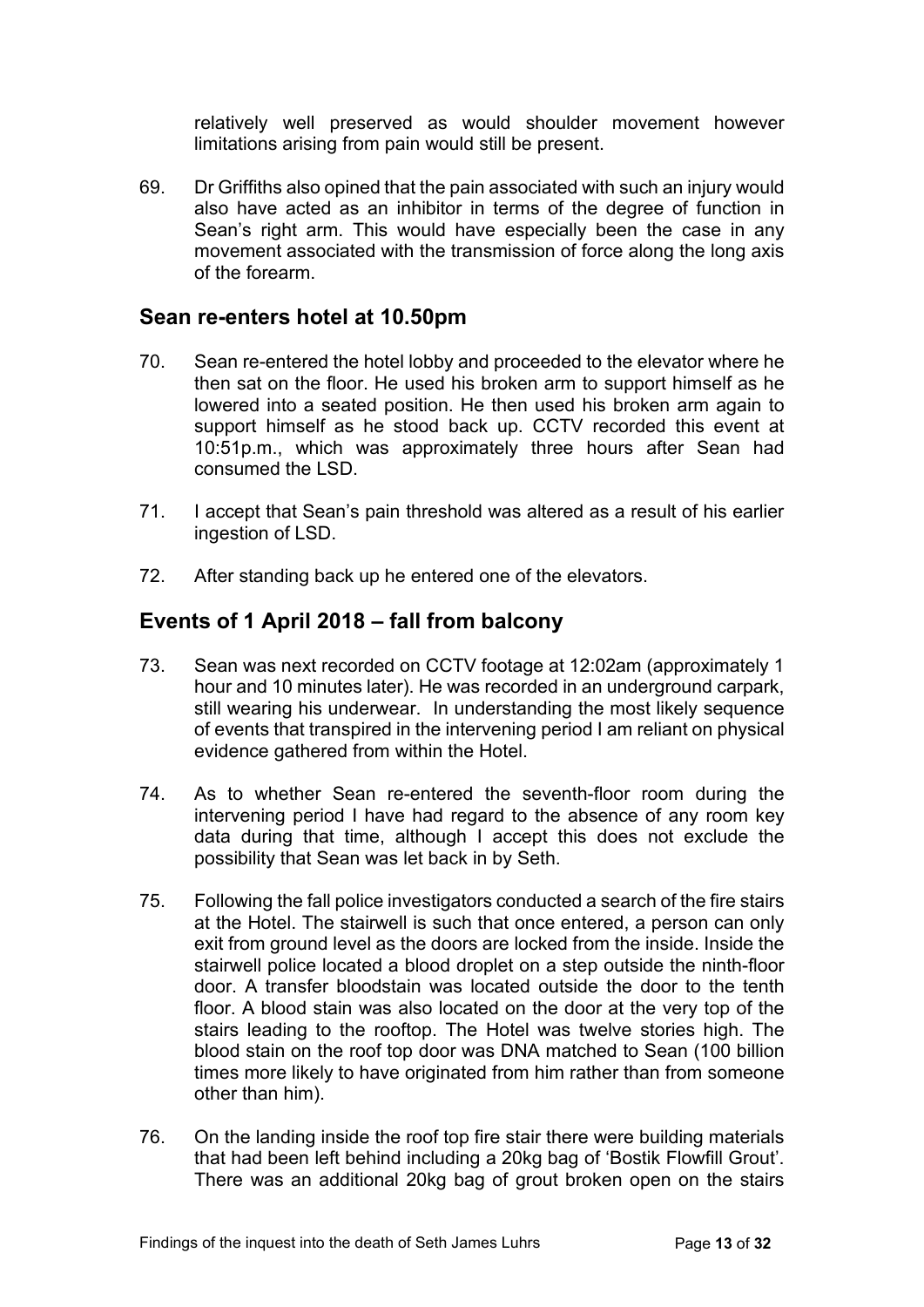relatively well preserved as would shoulder movement however limitations arising from pain would still be present.

69. Dr Griffiths also opined that the pain associated with such an injury would also have acted as an inhibitor in terms of the degree of function in Sean's right arm. This would have especially been the case in any movement associated with the transmission of force along the long axis of the forearm.

## Sean re-enters hotel at 10.50pm

70. Sean re-entered the hotel lobby and proceeded to the elevator where he then sat on the floor. He used his broken arm to support himself as he lowered into a seated position. He then used his broken arm again to support himself as he stood back up. CCTV recorded this event at 10:51p.m., which was approximately three hours after Sean had consumed the LSD.

71. I accept that Sean's pain threshold was altered as a result of his earlier ingestion of LSD.

72. After standing back up he entered one of the elevators.

## Events of 1 April 2018 – fall from balcony

73. Sean was next recorded on CCTV footage at 12:02am (approximately 1 hour and 10 minutes later). He was recorded in an underground carpark, still wearing his underwear. In understanding the most likely sequence of events that transpired in the intervening period I am reliant on physical evidence gathered from within the Hotel.

74. As to whether Sean re-entered the seventh-floor room during the intervening period I have had regard to the absence of any room key data during that time, although I accept this does not exclude the possibility that Sean was let back in by Seth.

75. Following the fall police investigators conducted a search of the fire stairs at the Hotel. The stairwell is such that once entered, a person can only exit from ground level as the doors are locked from the inside. Inside the stairwell police located a blood droplet on a step outside the ninth-floor door. A transfer bloodstain was located outside the door to the tenth floor. A blood stain was also located on the door at the very top of the stairs leading to the rooftop. The Hotel was twelve stories high. The blood stain on the roof top door was DNA matched to Sean (100 billion times more likely to have originated from him rather than from someone other than him).

76. On the landing inside the roof top fire stair there were building materials that had been left behind including a 20kg bag of 'Bostik Flowfill Grout'. There was an additional 20kg bag of grout broken open on the stairs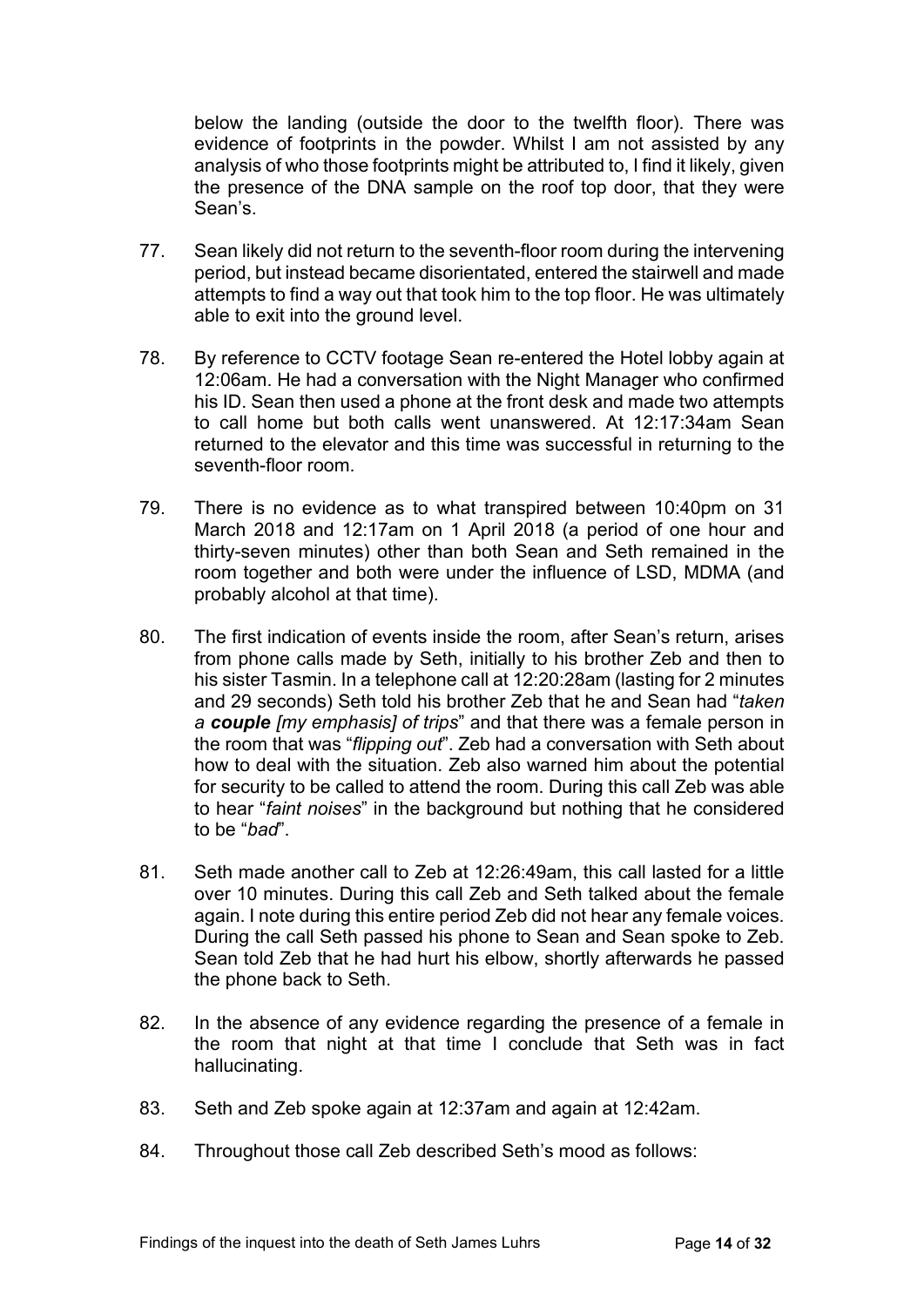below the landing (outside the door to the twelfth floor). There was evidence of footprints in the powder. Whilst I am not assisted by any analysis of who those footprints might be attributed to, I find it likely, given the presence of the DNA sample on the roof top door, that they were Sean's.

77. Sean likely did not return to the seventh-floor room during the intervening period, but instead became disorientated, entered the stairwell and made attempts to find a way out that took him to the top floor. He was ultimately able to exit into the ground level.

78. By reference to CCTV footage Sean re-entered the Hotel lobby again at 12:06am. He had a conversation with the Night Manager who confirmed his ID. Sean then used a phone at the front desk and made two attempts to call home but both calls went unanswered. At 12:17:34am Sean returned to the elevator and this time was successful in returning to the seventh-floor room.

79. There is no evidence as to what transpired between 10:40pm on 31 March 2018 and 12:17am on 1 April 2018 (a period of one hour and thirty-seven minutes) other than both Sean and Seth remained in the room together and both were under the influence of LSD, MDMA (and probably alcohol at that time).

80. The first indication of events inside the room, after Sean's return, arises from phone calls made by Seth, initially to his brother Zeb and then to his sister Tasmin. In a telephone call at 12:20:28am (lasting for 2 minutes and 29 seconds) Seth told his brother Zeb that he and Sean had "*taken a **couple** [my emphasis] of trips*" and that there was a female person in the room that was "*flipping out*". Zeb had a conversation with Seth about how to deal with the situation. Zeb also warned him about the potential for security to be called to attend the room. During this call Zeb was able to hear "*faint noises*" in the background but nothing that he considered to be "*bad*".

81. Seth made another call to Zeb at 12:26:49am, this call lasted for a little over 10 minutes. During this call Zeb and Seth talked about the female again. I note during this entire period Zeb did not hear any female voices. During the call Seth passed his phone to Sean and Sean spoke to Zeb. Sean told Zeb that he had hurt his elbow, shortly afterwards he passed the phone back to Seth.

82. In the absence of any evidence regarding the presence of a female in the room that night at that time I conclude that Seth was in fact hallucinating.

83. Seth and Zeb spoke again at 12:37am and again at 12:42am.

84. Throughout those call Zeb described Seth's mood as follows: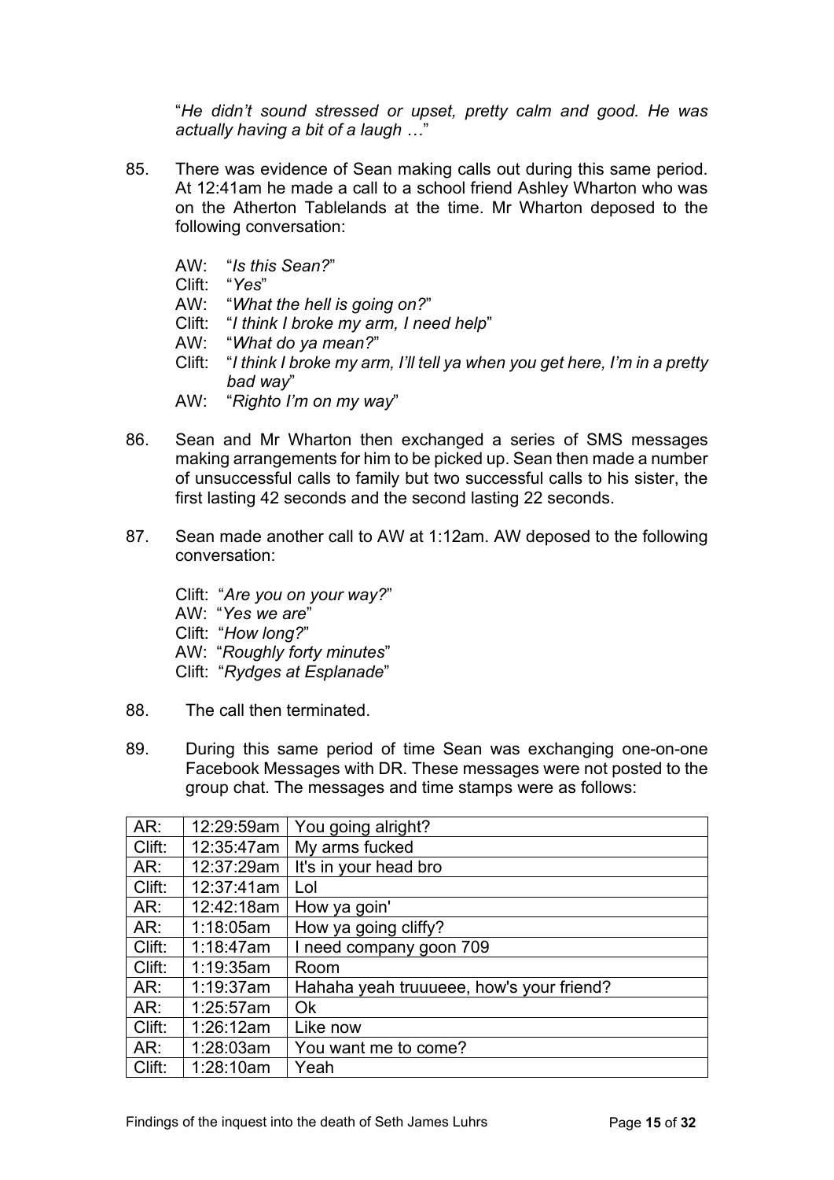"*He didn't sound stressed or upset, pretty calm and good. He was actually having a bit of a laugh …*"

85. There was evidence of Sean making calls out during this same period. At 12:41am he made a call to a school friend Ashley Wharton who was on the Atherton Tablelands at the time. Mr Wharton deposed to the following conversation:

    AW: "*Is this Sean?*"
    Clift: "*Yes*"
    AW: "*What the hell is going on?*"
    Clift: "*I think I broke my arm, I need help*"
    AW: "*What do ya mean?*"
    Clift: "*I think I broke my arm, I'll tell ya when you get here, I'm in a pretty bad way*"
    AW: "*Righto I'm on my way*"

86. Sean and Mr Wharton then exchanged a series of SMS messages making arrangements for him to be picked up. Sean then made a number of unsuccessful calls to family but two successful calls to his sister, the first lasting 42 seconds and the second lasting 22 seconds.

87. Sean made another call to AW at 1:12am. AW deposed to the following conversation:

    Clift: "*Are you on your way?*"
    AW: "*Yes we are*"
    Clift: "*How long?*"
    AW: "*Roughly forty minutes*"
    Clift: "*Rydges at Esplanade*"

88. The call then terminated.

89. During this same period of time Sean was exchanging one-on-one Facebook Messages with DR. These messages were not posted to the group chat. The messages and time stamps were as follows:

| AR: | 12:29:59am | You going alright? |
|---|---|---|
| Clift: | 12:35:47am | My arms fucked |
| AR: | 12:37:29am | It's in your head bro |
| Clift: | 12:37:41am | Lol |
| AR: | 12:42:18am | How ya goin' |
| AR: | 1:18:05am | How ya going cliffy? |
| Clift: | 1:18:47am | I need company goon 709 |
| Clift: | 1:19:35am | Room |
| AR: | 1:19:37am | Hahaha yeah truuueee, how's your friend? |
| AR: | 1:25:57am | Ok |
| Clift: | 1:26:12am | Like now |
| AR: | 1:28:03am | You want me to come? |
| Clift: | 1:28:10am | Yeah |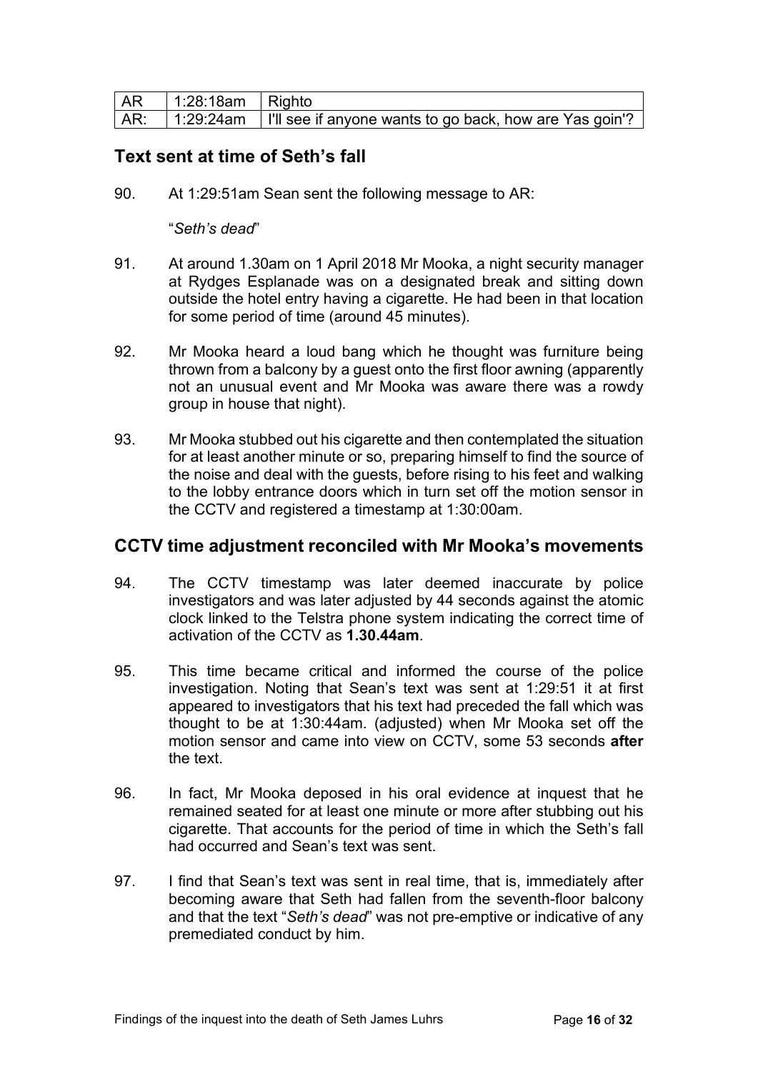| AR | 1:28:18am | Righto |
|---|---|---|
| AR: | 1:29:24am | I'll see if anyone wants to go back, how are Yas goin'? |

## Text sent at time of Seth's fall

90. At 1:29:51am Sean sent the following message to AR:

    "*Seth's dead*"

91. At around 1.30am on 1 April 2018 Mr Mooka, a night security manager at Rydges Esplanade was on a designated break and sitting down outside the hotel entry having a cigarette. He had been in that location for some period of time (around 45 minutes).

92. Mr Mooka heard a loud bang which he thought was furniture being thrown from a balcony by a guest onto the first floor awning (apparently not an unusual event and Mr Mooka was aware there was a rowdy group in house that night).

93. Mr Mooka stubbed out his cigarette and then contemplated the situation for at least another minute or so, preparing himself to find the source of the noise and deal with the guests, before rising to his feet and walking to the lobby entrance doors which in turn set off the motion sensor in the CCTV and registered a timestamp at 1:30:00am.

## CCTV time adjustment reconciled with Mr Mooka's movements

94. The CCTV timestamp was later deemed inaccurate by police investigators and was later adjusted by 44 seconds against the atomic clock linked to the Telstra phone system indicating the correct time of activation of the CCTV as **1.30.44am**.

95. This time became critical and informed the course of the police investigation. Noting that Sean's text was sent at 1:29:51 it at first appeared to investigators that his text had preceded the fall which was thought to be at 1:30:44am. (adjusted) when Mr Mooka set off the motion sensor and came into view on CCTV, some 53 seconds **after** the text.

96. In fact, Mr Mooka deposed in his oral evidence at inquest that he remained seated for at least one minute or more after stubbing out his cigarette. That accounts for the period of time in which the Seth's fall had occurred and Sean's text was sent.

97. I find that Sean's text was sent in real time, that is, immediately after becoming aware that Seth had fallen from the seventh-floor balcony and that the text "*Seth's dead*" was not pre-emptive or indicative of any premediated conduct by him.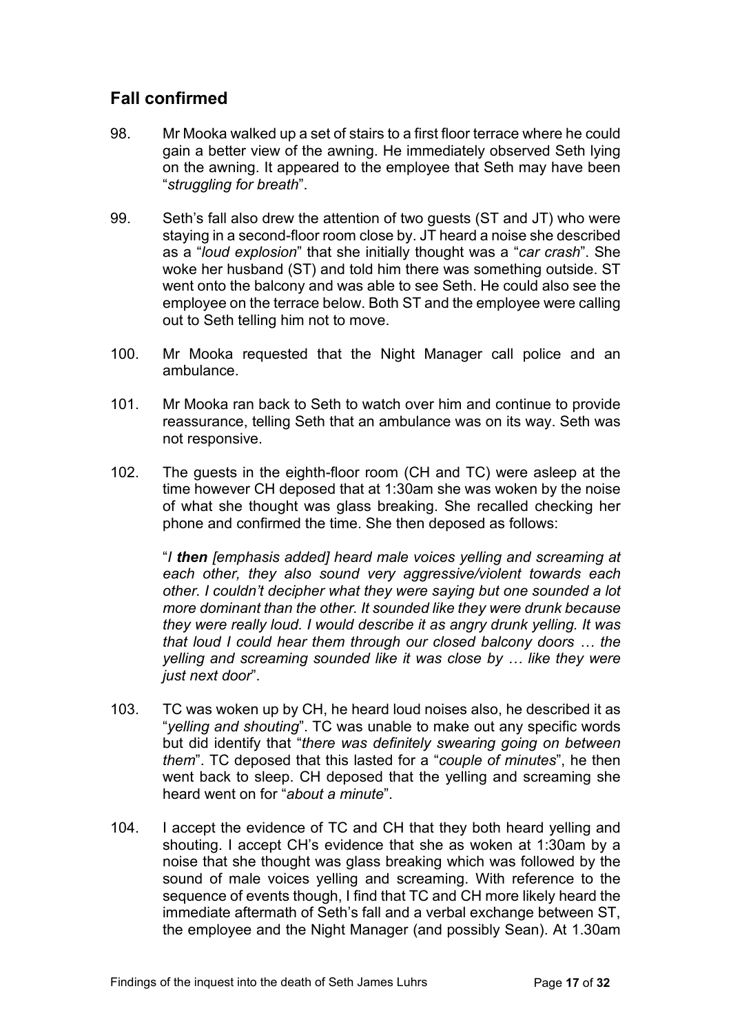## Fall confirmed

98. Mr Mooka walked up a set of stairs to a first floor terrace where he could gain a better view of the awning. He immediately observed Seth lying on the awning. It appeared to the employee that Seth may have been "*struggling for breath*".

99. Seth's fall also drew the attention of two guests (ST and JT) who were staying in a second-floor room close by. JT heard a noise she described as a "*loud explosion*" that she initially thought was a "*car crash*". She woke her husband (ST) and told him there was something outside. ST went onto the balcony and was able to see Seth. He could also see the employee on the terrace below. Both ST and the employee were calling out to Seth telling him not to move.

100. Mr Mooka requested that the Night Manager call police and an ambulance.

101. Mr Mooka ran back to Seth to watch over him and continue to provide reassurance, telling Seth that an ambulance was on its way. Seth was not responsive.

102. The guests in the eighth-floor room (CH and TC) were asleep at the time however CH deposed that at 1:30am she was woken by the noise of what she thought was glass breaking. She recalled checking her phone and confirmed the time. She then deposed as follows:

> "*I **then** [emphasis added] heard male voices yelling and screaming at each other, they also sound very aggressive/violent towards each other. I couldn't decipher what they were saying but one sounded a lot more dominant than the other. It sounded like they were drunk because they were really loud. I would describe it as angry drunk yelling. It was that loud I could hear them through our closed balcony doors … the yelling and screaming sounded like it was close by … like they were just next door*".

103. TC was woken up by CH, he heard loud noises also, he described it as "*yelling and shouting*". TC was unable to make out any specific words but did identify that "*there was definitely swearing going on between them*". TC deposed that this lasted for a "*couple of minutes*", he then went back to sleep. CH deposed that the yelling and screaming she heard went on for "*about a minute*".

104. I accept the evidence of TC and CH that they both heard yelling and shouting. I accept CH's evidence that she as woken at 1:30am by a noise that she thought was glass breaking which was followed by the sound of male voices yelling and screaming. With reference to the sequence of events though, I find that TC and CH more likely heard the immediate aftermath of Seth's fall and a verbal exchange between ST, the employee and the Night Manager (and possibly Sean). At 1.30am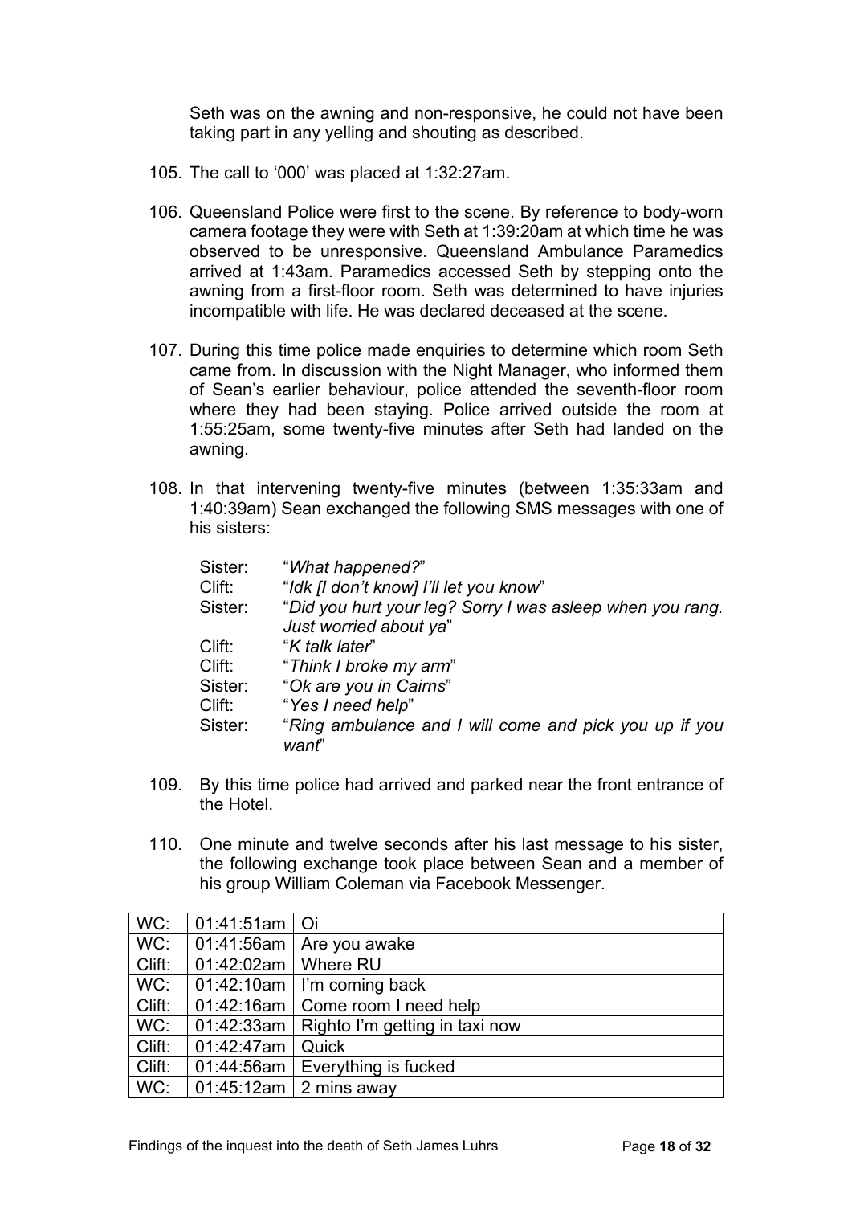Seth was on the awning and non-responsive, he could not have been taking part in any yelling and shouting as described.

105. The call to '000' was placed at 1:32:27am.

106. Queensland Police were first to the scene. By reference to body-worn camera footage they were with Seth at 1:39:20am at which time he was observed to be unresponsive. Queensland Ambulance Paramedics arrived at 1:43am. Paramedics accessed Seth by stepping onto the awning from a first-floor room. Seth was determined to have injuries incompatible with life. He was declared deceased at the scene.

107. During this time police made enquiries to determine which room Seth came from. In discussion with the Night Manager, who informed them of Sean's earlier behaviour, police attended the seventh-floor room where they had been staying. Police arrived outside the room at 1:55:25am, some twenty-five minutes after Seth had landed on the awning.

108. In that intervening twenty-five minutes (between 1:35:33am and 1:40:39am) Sean exchanged the following SMS messages with one of his sisters:

    Sister: "*What happened?*"
    Clift: "*Idk [I don't know] I'll let you know*"
    Sister: "*Did you hurt your leg? Sorry I was asleep when you rang. Just worried about ya*"
    Clift: "*K talk later*"
    Clift: "*Think I broke my arm*"
    Sister: "*Ok are you in Cairns*"
    Clift: "*Yes I need help*"
    Sister: "*Ring ambulance and I will come and pick you up if you want*"

109. By this time police had arrived and parked near the front entrance of the Hotel.

110. One minute and twelve seconds after his last message to his sister, the following exchange took place between Sean and a member of his group William Coleman via Facebook Messenger.

| | | |
|---|---|---|
| WC: | 01:41:51am | Oi |
| WC: | 01:41:56am | Are you awake |
| Clift: | 01:42:02am | Where RU |
| WC: | 01:42:10am | I'm coming back |
| Clift: | 01:42:16am | Come room I need help |
| WC: | 01:42:33am | Righto I'm getting in taxi now |
| Clift: | 01:42:47am | Quick |
| Clift: | 01:44:56am | Everything is fucked |
| WC: | 01:45:12am | 2 mins away |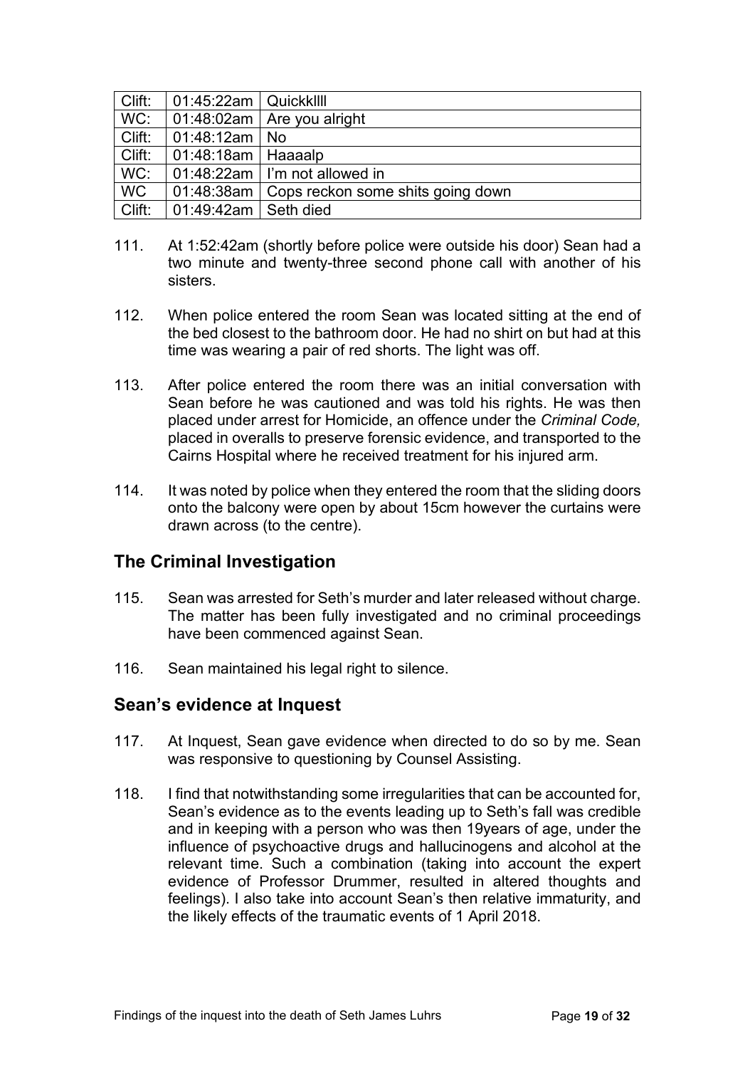| Clift: | 01:45:22am | Quickkllll |
|---|---|---|
| WC: | 01:48:02am | Are you alright |
| Clift: | 01:48:12am | No |
| Clift: | 01:48:18am | Haaaalp |
| WC: | 01:48:22am | I'm not allowed in |
| WC | 01:48:38am | Cops reckon some shits going down |
| Clift: | 01:49:42am | Seth died |

111. At 1:52:42am (shortly before police were outside his door) Sean had a two minute and twenty-three second phone call with another of his sisters.

112. When police entered the room Sean was located sitting at the end of the bed closest to the bathroom door. He had no shirt on but had at this time was wearing a pair of red shorts. The light was off.

113. After police entered the room there was an initial conversation with Sean before he was cautioned and was told his rights. He was then placed under arrest for Homicide, an offence under the *Criminal Code,* placed in overalls to preserve forensic evidence, and transported to the Cairns Hospital where he received treatment for his injured arm.

114. It was noted by police when they entered the room that the sliding doors onto the balcony were open by about 15cm however the curtains were drawn across (to the centre).

## The Criminal Investigation

115. Sean was arrested for Seth's murder and later released without charge. The matter has been fully investigated and no criminal proceedings have been commenced against Sean.

116. Sean maintained his legal right to silence.

## Sean's evidence at Inquest

117. At Inquest, Sean gave evidence when directed to do so by me. Sean was responsive to questioning by Counsel Assisting.

118. I find that notwithstanding some irregularities that can be accounted for, Sean's evidence as to the events leading up to Seth's fall was credible and in keeping with a person who was then 19years of age, under the influence of psychoactive drugs and hallucinogens and alcohol at the relevant time. Such a combination (taking into account the expert evidence of Professor Drummer, resulted in altered thoughts and feelings). I also take into account Sean's then relative immaturity, and the likely effects of the traumatic events of 1 April 2018.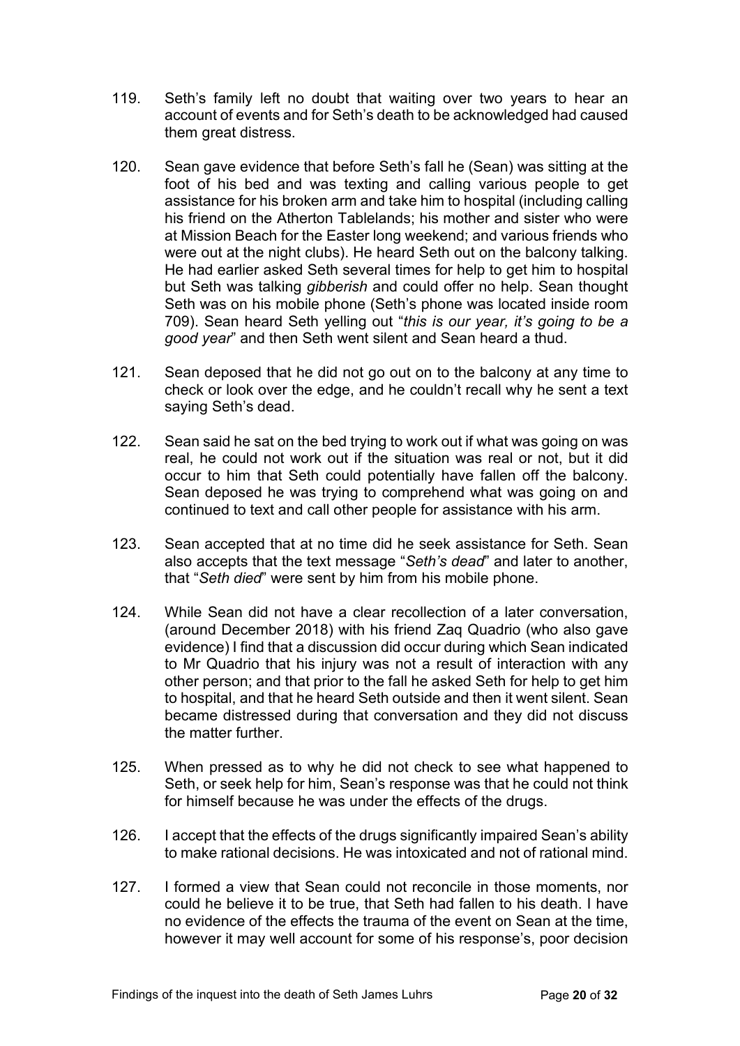119. Seth's family left no doubt that waiting over two years to hear an account of events and for Seth's death to be acknowledged had caused them great distress.

120. Sean gave evidence that before Seth's fall he (Sean) was sitting at the foot of his bed and was texting and calling various people to get assistance for his broken arm and take him to hospital (including calling his friend on the Atherton Tablelands; his mother and sister who were at Mission Beach for the Easter long weekend; and various friends who were out at the night clubs). He heard Seth out on the balcony talking. He had earlier asked Seth several times for help to get him to hospital but Seth was talking *gibberish* and could offer no help. Sean thought Seth was on his mobile phone (Seth's phone was located inside room 709). Sean heard Seth yelling out "*this is our year, it's going to be a good year*" and then Seth went silent and Sean heard a thud.

121. Sean deposed that he did not go out on to the balcony at any time to check or look over the edge, and he couldn't recall why he sent a text saying Seth's dead.

122. Sean said he sat on the bed trying to work out if what was going on was real, he could not work out if the situation was real or not, but it did occur to him that Seth could potentially have fallen off the balcony. Sean deposed he was trying to comprehend what was going on and continued to text and call other people for assistance with his arm.

123. Sean accepted that at no time did he seek assistance for Seth. Sean also accepts that the text message "*Seth's dead*" and later to another, that "*Seth died*" were sent by him from his mobile phone.

124. While Sean did not have a clear recollection of a later conversation, (around December 2018) with his friend Zaq Quadrio (who also gave evidence) I find that a discussion did occur during which Sean indicated to Mr Quadrio that his injury was not a result of interaction with any other person; and that prior to the fall he asked Seth for help to get him to hospital, and that he heard Seth outside and then it went silent. Sean became distressed during that conversation and they did not discuss the matter further.

125. When pressed as to why he did not check to see what happened to Seth, or seek help for him, Sean's response was that he could not think for himself because he was under the effects of the drugs.

126. I accept that the effects of the drugs significantly impaired Sean's ability to make rational decisions. He was intoxicated and not of rational mind.

127. I formed a view that Sean could not reconcile in those moments, nor could he believe it to be true, that Seth had fallen to his death. I have no evidence of the effects the trauma of the event on Sean at the time, however it may well account for some of his response's, poor decision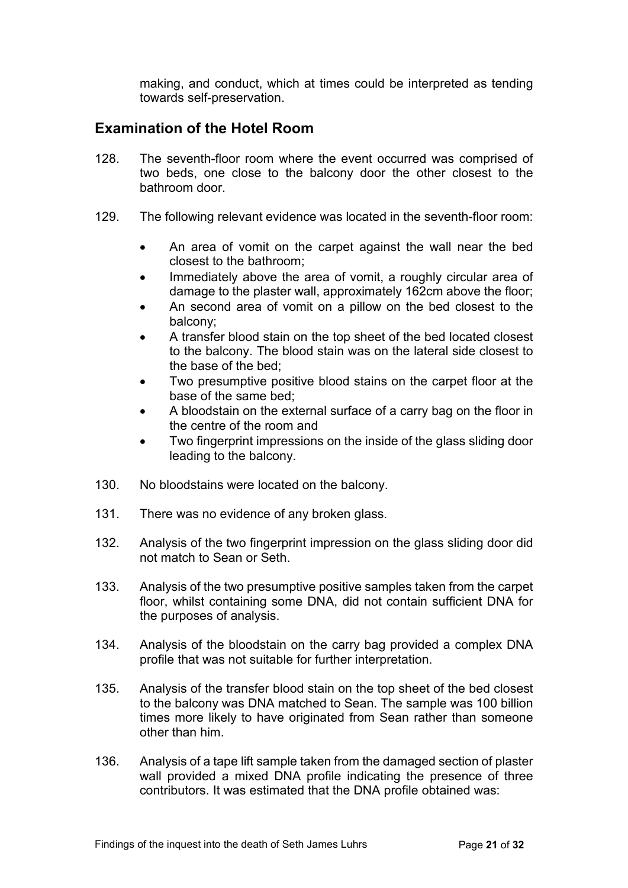making, and conduct, which at times could be interpreted as tending towards self-preservation.

## Examination of the Hotel Room

128. The seventh-floor room where the event occurred was comprised of two beds, one close to the balcony door the other closest to the bathroom door.

129. The following relevant evidence was located in the seventh-floor room:

    - An area of vomit on the carpet against the wall near the bed closest to the bathroom;
    - Immediately above the area of vomit, a roughly circular area of damage to the plaster wall, approximately 162cm above the floor;
    - An second area of vomit on a pillow on the bed closest to the balcony;
    - A transfer blood stain on the top sheet of the bed located closest to the balcony. The blood stain was on the lateral side closest to the base of the bed;
    - Two presumptive positive blood stains on the carpet floor at the base of the same bed;
    - A bloodstain on the external surface of a carry bag on the floor in the centre of the room and
    - Two fingerprint impressions on the inside of the glass sliding door leading to the balcony.

130. No bloodstains were located on the balcony.

131. There was no evidence of any broken glass.

132. Analysis of the two fingerprint impression on the glass sliding door did not match to Sean or Seth.

133. Analysis of the two presumptive positive samples taken from the carpet floor, whilst containing some DNA, did not contain sufficient DNA for the purposes of analysis.

134. Analysis of the bloodstain on the carry bag provided a complex DNA profile that was not suitable for further interpretation.

135. Analysis of the transfer blood stain on the top sheet of the bed closest to the balcony was DNA matched to Sean. The sample was 100 billion times more likely to have originated from Sean rather than someone other than him.

136. Analysis of a tape lift sample taken from the damaged section of plaster wall provided a mixed DNA profile indicating the presence of three contributors. It was estimated that the DNA profile obtained was: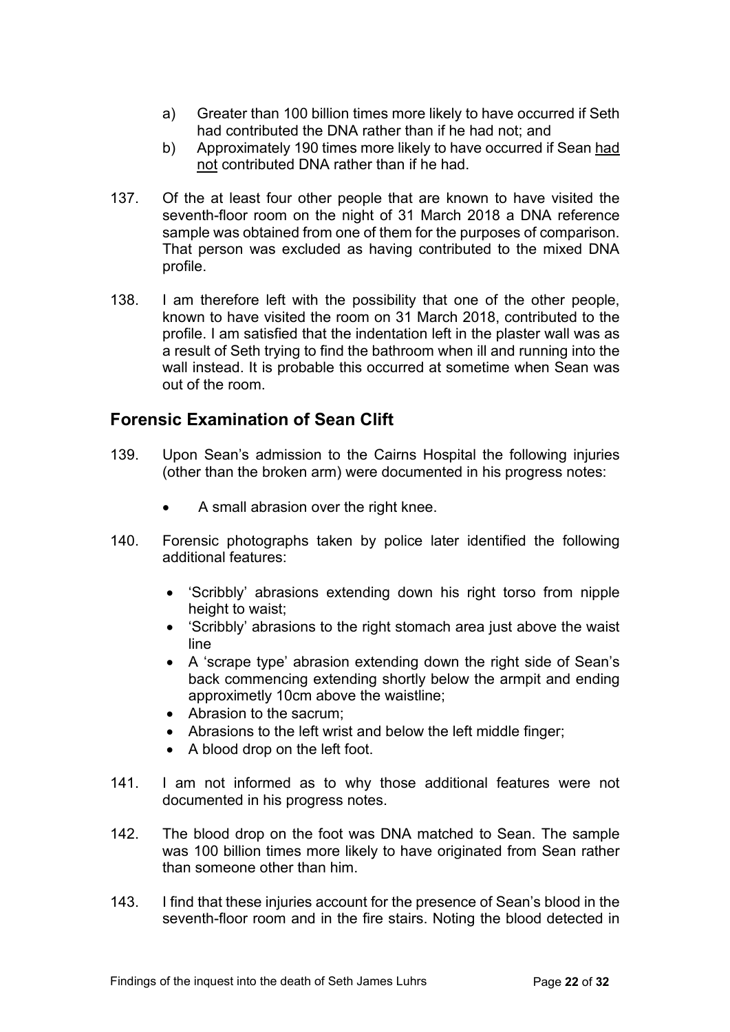a) Greater than 100 billion times more likely to have occurred if Seth had contributed the DNA rather than if he had not; and
b) Approximately 190 times more likely to have occurred if Sean had not contributed DNA rather than if he had.

137. Of the at least four other people that are known to have visited the seventh-floor room on the night of 31 March 2018 a DNA reference sample was obtained from one of them for the purposes of comparison. That person was excluded as having contributed to the mixed DNA profile.

138. I am therefore left with the possibility that one of the other people, known to have visited the room on 31 March 2018, contributed to the profile. I am satisfied that the indentation left in the plaster wall was as a result of Seth trying to find the bathroom when ill and running into the wall instead. It is probable this occurred at sometime when Sean was out of the room.

## Forensic Examination of Sean Clift

139. Upon Sean's admission to the Cairns Hospital the following injuries (other than the broken arm) were documented in his progress notes:

- A small abrasion over the right knee.

140. Forensic photographs taken by police later identified the following additional features:

- 'Scribbly' abrasions extending down his right torso from nipple height to waist;
- 'Scribbly' abrasions to the right stomach area just above the waist line
- A 'scrape type' abrasion extending down the right side of Sean's back commencing extending shortly below the armpit and ending approximetly 10cm above the waistline;
- Abrasion to the sacrum;
- Abrasions to the left wrist and below the left middle finger;
- A blood drop on the left foot.

141. I am not informed as to why those additional features were not documented in his progress notes.

142. The blood drop on the foot was DNA matched to Sean. The sample was 100 billion times more likely to have originated from Sean rather than someone other than him.

143. I find that these injuries account for the presence of Sean's blood in the seventh-floor room and in the fire stairs. Noting the blood detected in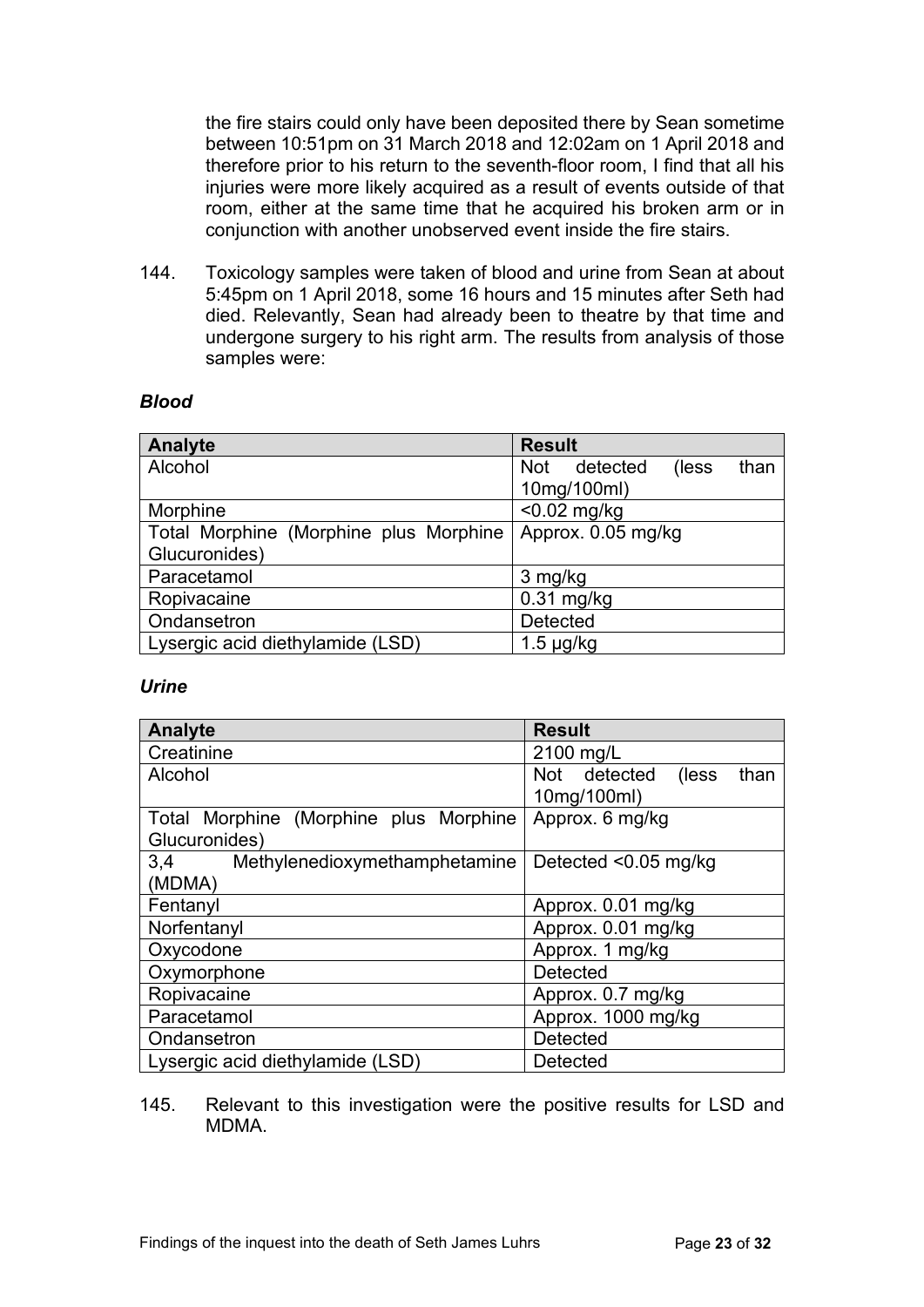the fire stairs could only have been deposited there by Sean sometime between 10:51pm on 31 March 2018 and 12:02am on 1 April 2018 and therefore prior to his return to the seventh-floor room, I find that all his injuries were more likely acquired as a result of events outside of that room, either at the same time that he acquired his broken arm or in conjunction with another unobserved event inside the fire stairs.

144. Toxicology samples were taken of blood and urine from Sean at about 5:45pm on 1 April 2018, some 16 hours and 15 minutes after Seth had died. Relevantly, Sean had already been to theatre by that time and undergone surgery to his right arm. The results from analysis of those samples were:

***Blood***

| Analyte | Result |
|---|---|
| Alcohol | Not detected (less than 10mg/100ml) |
| Morphine | <0.02 mg/kg |
| Total Morphine (Morphine plus Morphine Glucuronides) | Approx. 0.05 mg/kg |
| Paracetamol | 3 mg/kg |
| Ropivacaine | 0.31 mg/kg |
| Ondansetron | Detected |
| Lysergic acid diethylamide (LSD) | 1.5 µg/kg |

***Urine***

| Analyte | Result |
|---|---|
| Creatinine | 2100 mg/L |
| Alcohol | Not detected (less than 10mg/100ml) |
| Total Morphine (Morphine plus Morphine Glucuronides) | Approx. 6 mg/kg |
| 3,4 Methylenedioxymethamphetamine (MDMA) | Detected <0.05 mg/kg |
| Fentanyl | Approx. 0.01 mg/kg |
| Norfentanyl | Approx. 0.01 mg/kg |
| Oxycodone | Approx. 1 mg/kg |
| Oxymorphone | Detected |
| Ropivacaine | Approx. 0.7 mg/kg |
| Paracetamol | Approx. 1000 mg/kg |
| Ondansetron | Detected |
| Lysergic acid diethylamide (LSD) | Detected |

145. Relevant to this investigation were the positive results for LSD and MDMA.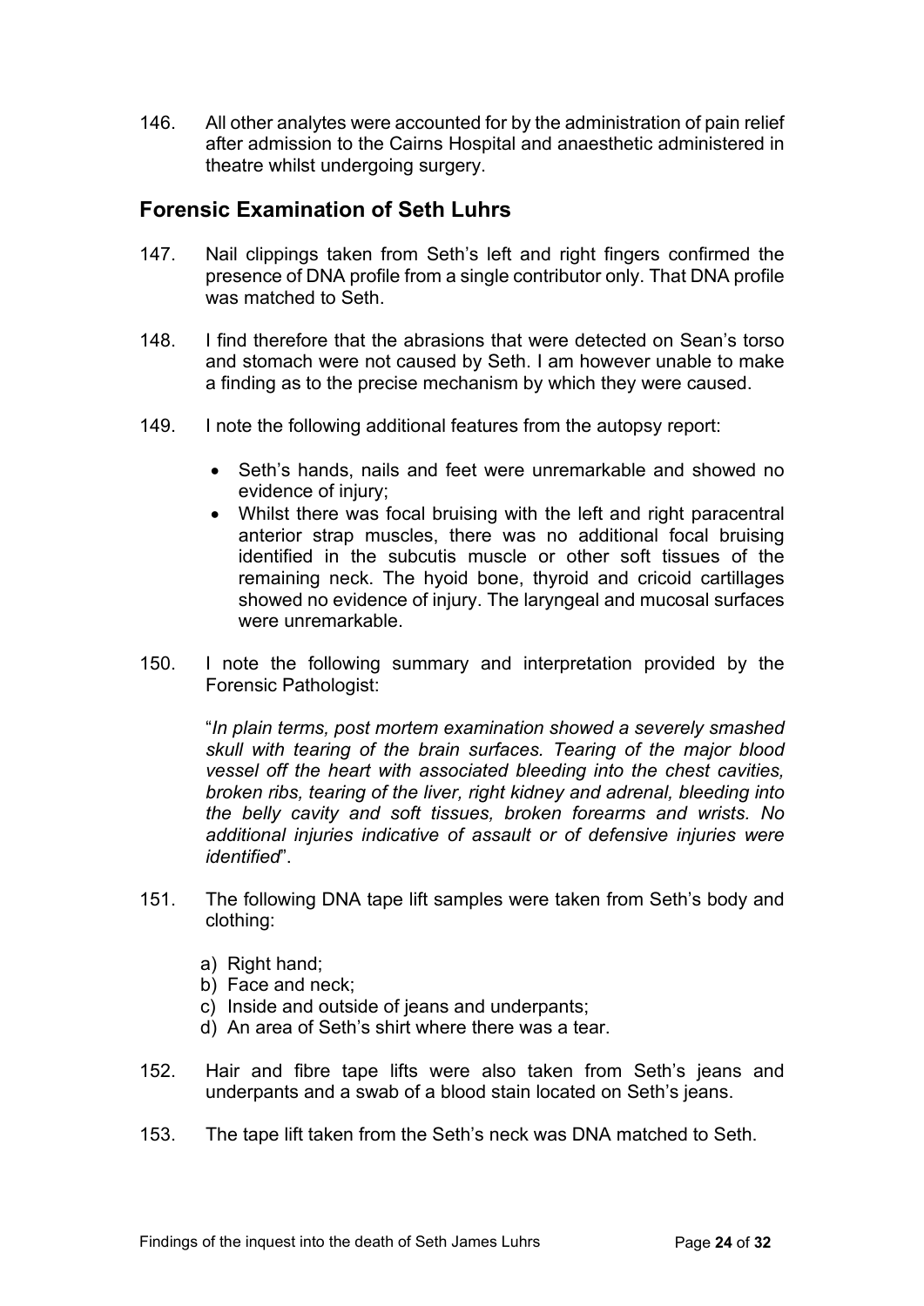146. All other analytes were accounted for by the administration of pain relief after admission to the Cairns Hospital and anaesthetic administered in theatre whilst undergoing surgery.

## Forensic Examination of Seth Luhrs

147. Nail clippings taken from Seth's left and right fingers confirmed the presence of DNA profile from a single contributor only. That DNA profile was matched to Seth.

148. I find therefore that the abrasions that were detected on Sean's torso and stomach were not caused by Seth. I am however unable to make a finding as to the precise mechanism by which they were caused.

149. I note the following additional features from the autopsy report:

- Seth's hands, nails and feet were unremarkable and showed no evidence of injury;
- Whilst there was focal bruising with the left and right paracentral anterior strap muscles, there was no additional focal bruising identified in the subcutis muscle or other soft tissues of the remaining neck. The hyoid bone, thyroid and cricoid cartillages showed no evidence of injury. The laryngeal and mucosal surfaces were unremarkable.

150. I note the following summary and interpretation provided by the Forensic Pathologist:

> "*In plain terms, post mortem examination showed a severely smashed skull with tearing of the brain surfaces. Tearing of the major blood vessel off the heart with associated bleeding into the chest cavities, broken ribs, tearing of the liver, right kidney and adrenal, bleeding into the belly cavity and soft tissues, broken forearms and wrists. No additional injuries indicative of assault or of defensive injuries were identified*".

151. The following DNA tape lift samples were taken from Seth's body and clothing:

   a) Right hand;
   b) Face and neck;
   c) Inside and outside of jeans and underpants;
   d) An area of Seth's shirt where there was a tear.

152. Hair and fibre tape lifts were also taken from Seth's jeans and underpants and a swab of a blood stain located on Seth's jeans.

153. The tape lift taken from the Seth's neck was DNA matched to Seth.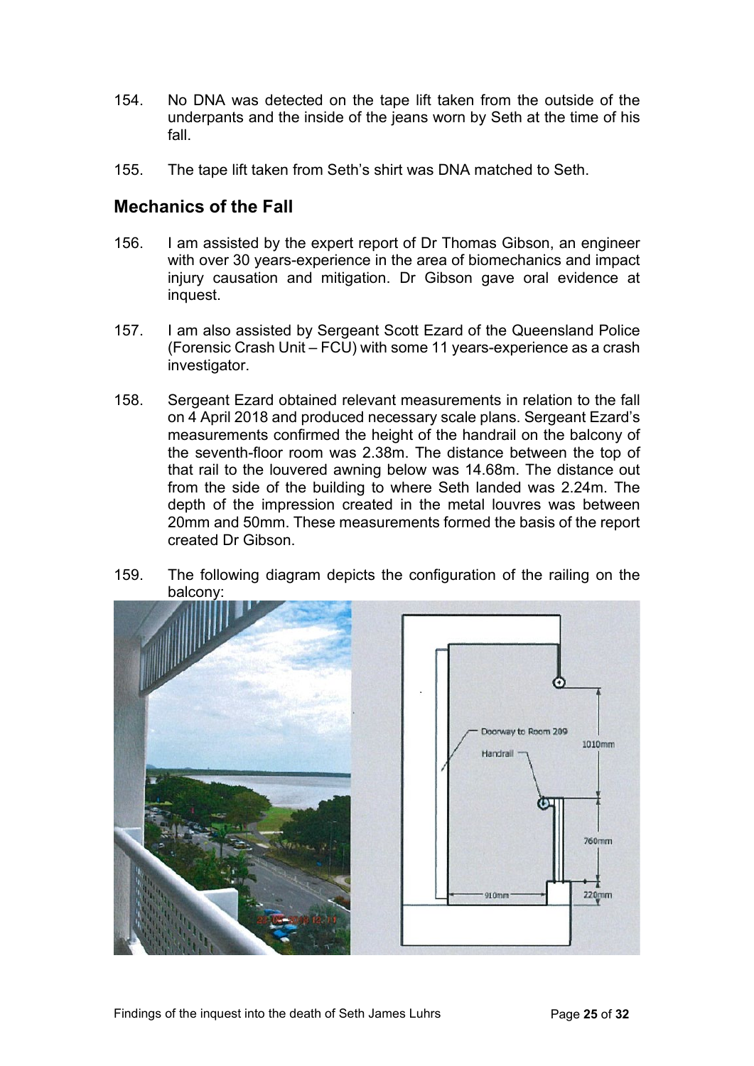154. No DNA was detected on the tape lift taken from the outside of the underpants and the inside of the jeans worn by Seth at the time of his fall.

155. The tape lift taken from Seth's shirt was DNA matched to Seth.

## Mechanics of the Fall

156. I am assisted by the expert report of Dr Thomas Gibson, an engineer with over 30 years-experience in the area of biomechanics and impact injury causation and mitigation. Dr Gibson gave oral evidence at inquest.

157. I am also assisted by Sergeant Scott Ezard of the Queensland Police (Forensic Crash Unit – FCU) with some 11 years-experience as a crash investigator.

158. Sergeant Ezard obtained relevant measurements in relation to the fall on 4 April 2018 and produced necessary scale plans. Sergeant Ezard's measurements confirmed the height of the handrail on the balcony of the seventh-floor room was 2.38m. The distance between the top of that rail to the louvered awning below was 14.68m. The distance out from the side of the building to where Seth landed was 2.24m. The depth of the impression created in the metal louvres was between 20mm and 50mm. These measurements formed the basis of the report created Dr Gibson.

159. The following diagram depicts the configuration of the railing on the balcony: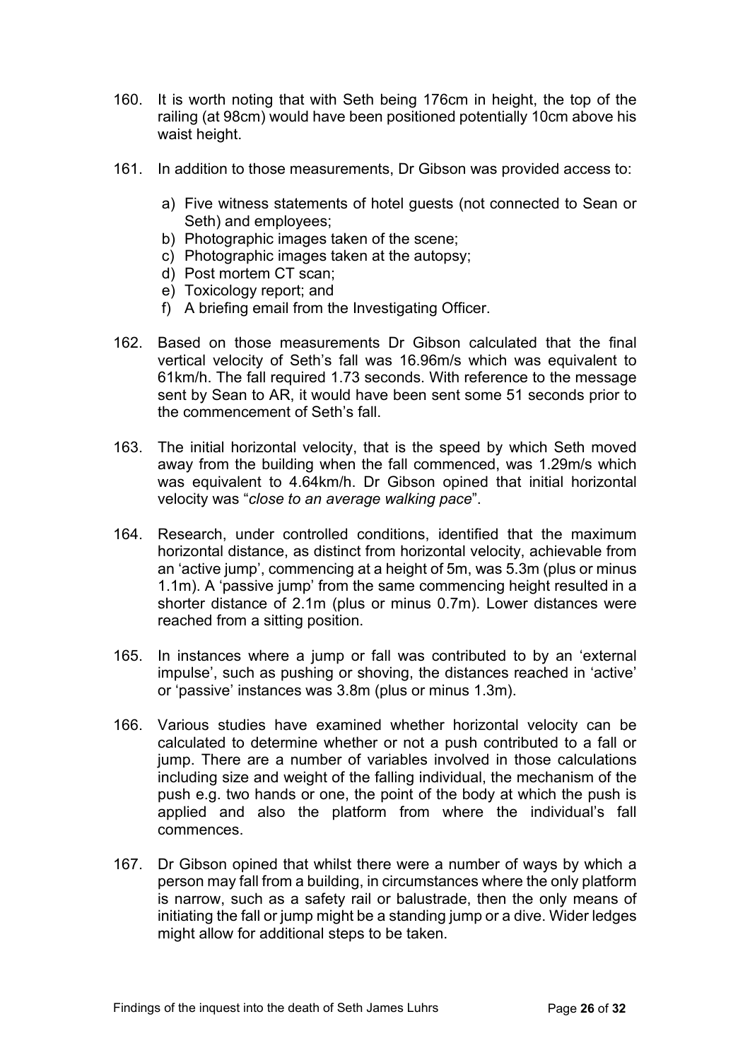160. It is worth noting that with Seth being 176cm in height, the top of the railing (at 98cm) would have been positioned potentially 10cm above his waist height.

161. In addition to those measurements, Dr Gibson was provided access to:

    a) Five witness statements of hotel guests (not connected to Sean or Seth) and employees;
    b) Photographic images taken of the scene;
    c) Photographic images taken at the autopsy;
    d) Post mortem CT scan;
    e) Toxicology report; and
    f) A briefing email from the Investigating Officer.

162. Based on those measurements Dr Gibson calculated that the final vertical velocity of Seth's fall was 16.96m/s which was equivalent to 61km/h. The fall required 1.73 seconds. With reference to the message sent by Sean to AR, it would have been sent some 51 seconds prior to the commencement of Seth's fall.

163. The initial horizontal velocity, that is the speed by which Seth moved away from the building when the fall commenced, was 1.29m/s which was equivalent to 4.64km/h. Dr Gibson opined that initial horizontal velocity was "*close to an average walking pace*".

164. Research, under controlled conditions, identified that the maximum horizontal distance, as distinct from horizontal velocity, achievable from an 'active jump', commencing at a height of 5m, was 5.3m (plus or minus 1.1m). A 'passive jump' from the same commencing height resulted in a shorter distance of 2.1m (plus or minus 0.7m). Lower distances were reached from a sitting position.

165. In instances where a jump or fall was contributed to by an 'external impulse', such as pushing or shoving, the distances reached in 'active' or 'passive' instances was 3.8m (plus or minus 1.3m).

166. Various studies have examined whether horizontal velocity can be calculated to determine whether or not a push contributed to a fall or jump. There are a number of variables involved in those calculations including size and weight of the falling individual, the mechanism of the push e.g. two hands or one, the point of the body at which the push is applied and also the platform from where the individual's fall commences.

167. Dr Gibson opined that whilst there were a number of ways by which a person may fall from a building, in circumstances where the only platform is narrow, such as a safety rail or balustrade, then the only means of initiating the fall or jump might be a standing jump or a dive. Wider ledges might allow for additional steps to be taken.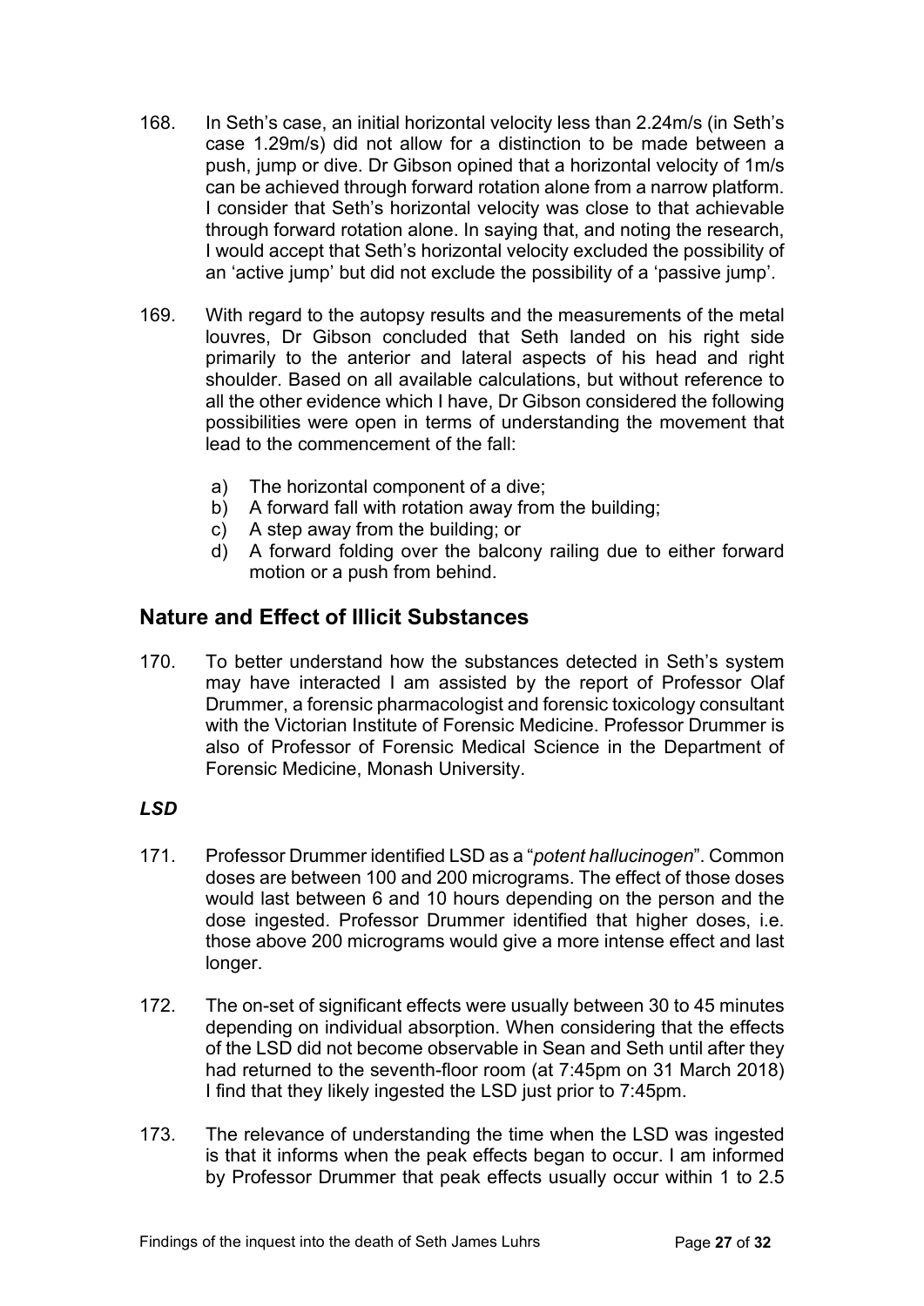168. In Seth's case, an initial horizontal velocity less than 2.24m/s (in Seth's case 1.29m/s) did not allow for a distinction to be made between a push, jump or dive. Dr Gibson opined that a horizontal velocity of 1m/s can be achieved through forward rotation alone from a narrow platform. I consider that Seth's horizontal velocity was close to that achievable through forward rotation alone. In saying that, and noting the research, I would accept that Seth's horizontal velocity excluded the possibility of an 'active jump' but did not exclude the possibility of a 'passive jump'.

169. With regard to the autopsy results and the measurements of the metal louvres, Dr Gibson concluded that Seth landed on his right side primarily to the anterior and lateral aspects of his head and right shoulder. Based on all available calculations, but without reference to all the other evidence which I have, Dr Gibson considered the following possibilities were open in terms of understanding the movement that lead to the commencement of the fall:

    a) The horizontal component of a dive;
    b) A forward fall with rotation away from the building;
    c) A step away from the building; or
    d) A forward folding over the balcony railing due to either forward motion or a push from behind.

## Nature and Effect of Illicit Substances

170. To better understand how the substances detected in Seth's system may have interacted I am assisted by the report of Professor Olaf Drummer, a forensic pharmacologist and forensic toxicology consultant with the Victorian Institute of Forensic Medicine. Professor Drummer is also of Professor of Forensic Medical Science in the Department of Forensic Medicine, Monash University.

### *LSD*

171. Professor Drummer identified LSD as a "*potent hallucinogen*". Common doses are between 100 and 200 micrograms. The effect of those doses would last between 6 and 10 hours depending on the person and the dose ingested. Professor Drummer identified that higher doses, i.e. those above 200 micrograms would give a more intense effect and last longer.

172. The on-set of significant effects were usually between 30 to 45 minutes depending on individual absorption. When considering that the effects of the LSD did not become observable in Sean and Seth until after they had returned to the seventh-floor room (at 7:45pm on 31 March 2018) I find that they likely ingested the LSD just prior to 7:45pm.

173. The relevance of understanding the time when the LSD was ingested is that it informs when the peak effects began to occur. I am informed by Professor Drummer that peak effects usually occur within 1 to 2.5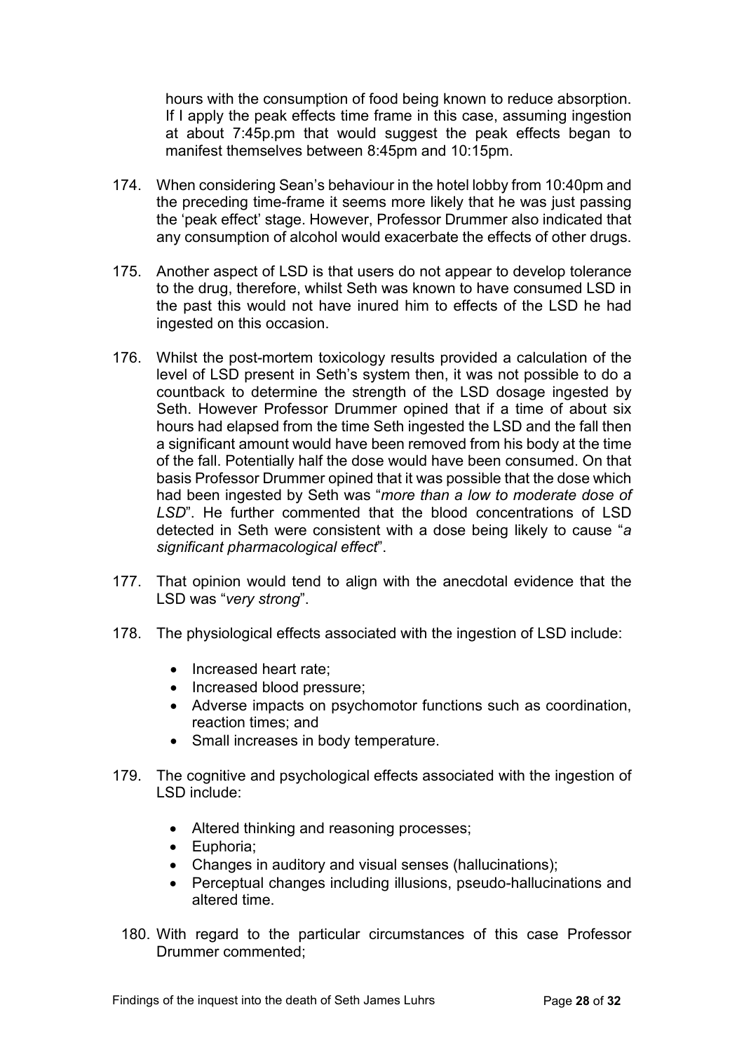hours with the consumption of food being known to reduce absorption. If I apply the peak effects time frame in this case, assuming ingestion at about 7:45p.pm that would suggest the peak effects began to manifest themselves between 8:45pm and 10:15pm.

174. When considering Sean's behaviour in the hotel lobby from 10:40pm and the preceding time-frame it seems more likely that he was just passing the 'peak effect' stage. However, Professor Drummer also indicated that any consumption of alcohol would exacerbate the effects of other drugs.

175. Another aspect of LSD is that users do not appear to develop tolerance to the drug, therefore, whilst Seth was known to have consumed LSD in the past this would not have inured him to effects of the LSD he had ingested on this occasion.

176. Whilst the post-mortem toxicology results provided a calculation of the level of LSD present in Seth's system then, it was not possible to do a countback to determine the strength of the LSD dosage ingested by Seth. However Professor Drummer opined that if a time of about six hours had elapsed from the time Seth ingested the LSD and the fall then a significant amount would have been removed from his body at the time of the fall. Potentially half the dose would have been consumed. On that basis Professor Drummer opined that it was possible that the dose which had been ingested by Seth was "*more than a low to moderate dose of LSD*". He further commented that the blood concentrations of LSD detected in Seth were consistent with a dose being likely to cause "*a significant pharmacological effect*".

177. That opinion would tend to align with the anecdotal evidence that the LSD was "*very strong*".

178. The physiological effects associated with the ingestion of LSD include:

    - Increased heart rate;
    - Increased blood pressure;
    - Adverse impacts on psychomotor functions such as coordination, reaction times; and
    - Small increases in body temperature.

179. The cognitive and psychological effects associated with the ingestion of LSD include:

    - Altered thinking and reasoning processes;
    - Euphoria;
    - Changes in auditory and visual senses (hallucinations);
    - Perceptual changes including illusions, pseudo-hallucinations and altered time.

180. With regard to the particular circumstances of this case Professor Drummer commented;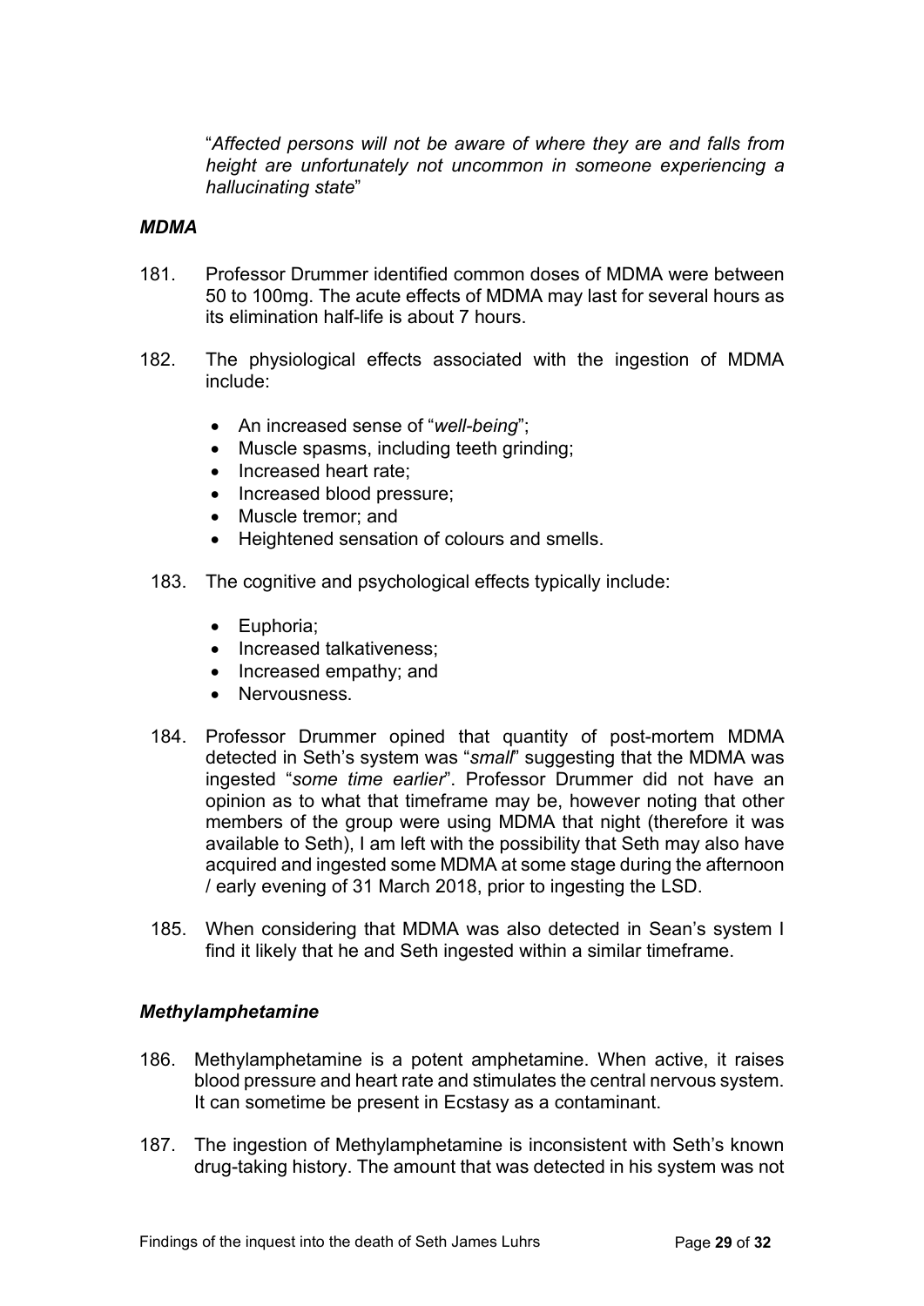> "*Affected persons will not be aware of where they are and falls from height are unfortunately not uncommon in someone experiencing a hallucinating state*"

### *MDMA*

181. Professor Drummer identified common doses of MDMA were between 50 to 100mg. The acute effects of MDMA may last for several hours as its elimination half-life is about 7 hours.

182. The physiological effects associated with the ingestion of MDMA include:

    - An increased sense of "*well-being*";
    - Muscle spasms, including teeth grinding;
    - Increased heart rate;
    - Increased blood pressure;
    - Muscle tremor; and
    - Heightened sensation of colours and smells.

183. The cognitive and psychological effects typically include:

    - Euphoria;
    - Increased talkativeness;
    - Increased empathy; and
    - Nervousness.

184. Professor Drummer opined that quantity of post-mortem MDMA detected in Seth's system was "*small*" suggesting that the MDMA was ingested "*some time earlier*". Professor Drummer did not have an opinion as to what that timeframe may be, however noting that other members of the group were using MDMA that night (therefore it was available to Seth), I am left with the possibility that Seth may also have acquired and ingested some MDMA at some stage during the afternoon / early evening of 31 March 2018, prior to ingesting the LSD.

185. When considering that MDMA was also detected in Sean's system I find it likely that he and Seth ingested within a similar timeframe.

### *Methylamphetamine*

186. Methylamphetamine is a potent amphetamine. When active, it raises blood pressure and heart rate and stimulates the central nervous system. It can sometime be present in Ecstasy as a contaminant.

187. The ingestion of Methylamphetamine is inconsistent with Seth's known drug-taking history. The amount that was detected in his system was not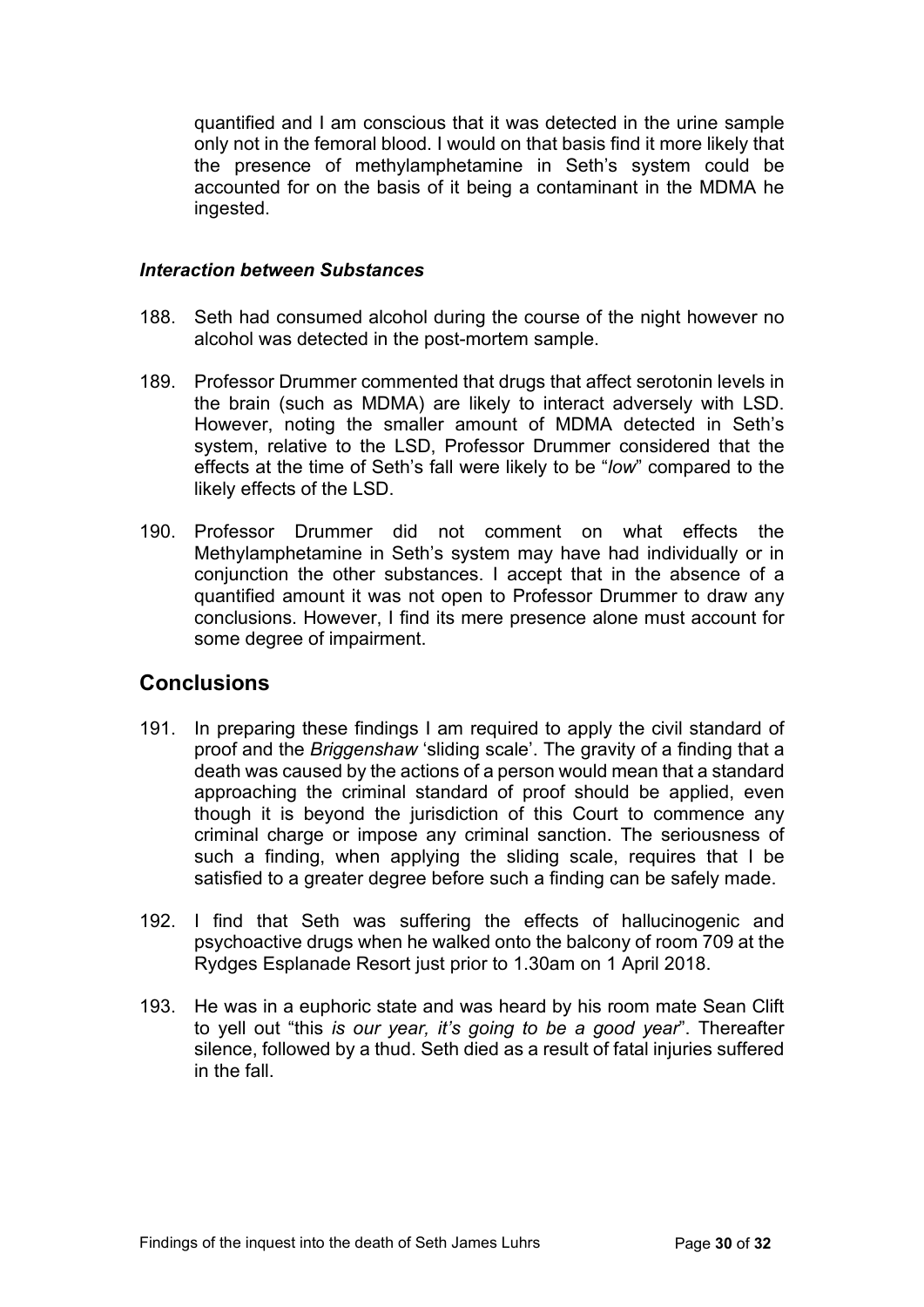quantified and I am conscious that it was detected in the urine sample only not in the femoral blood. I would on that basis find it more likely that the presence of methylamphetamine in Seth's system could be accounted for on the basis of it being a contaminant in the MDMA he ingested.

### *Interaction between Substances*

188. Seth had consumed alcohol during the course of the night however no alcohol was detected in the post-mortem sample.

189. Professor Drummer commented that drugs that affect serotonin levels in the brain (such as MDMA) are likely to interact adversely with LSD. However, noting the smaller amount of MDMA detected in Seth's system, relative to the LSD, Professor Drummer considered that the effects at the time of Seth's fall were likely to be "*low*" compared to the likely effects of the LSD.

190. Professor Drummer did not comment on what effects the Methylamphetamine in Seth's system may have had individually or in conjunction the other substances. I accept that in the absence of a quantified amount it was not open to Professor Drummer to draw any conclusions. However, I find its mere presence alone must account for some degree of impairment.

## Conclusions

191. In preparing these findings I am required to apply the civil standard of proof and the *Briggenshaw* 'sliding scale'. The gravity of a finding that a death was caused by the actions of a person would mean that a standard approaching the criminal standard of proof should be applied, even though it is beyond the jurisdiction of this Court to commence any criminal charge or impose any criminal sanction. The seriousness of such a finding, when applying the sliding scale, requires that I be satisfied to a greater degree before such a finding can be safely made.

192. I find that Seth was suffering the effects of hallucinogenic and psychoactive drugs when he walked onto the balcony of room 709 at the Rydges Esplanade Resort just prior to 1.30am on 1 April 2018.

193. He was in a euphoric state and was heard by his room mate Sean Clift to yell out "this *is our year, it's going to be a good year*". Thereafter silence, followed by a thud. Seth died as a result of fatal injuries suffered in the fall.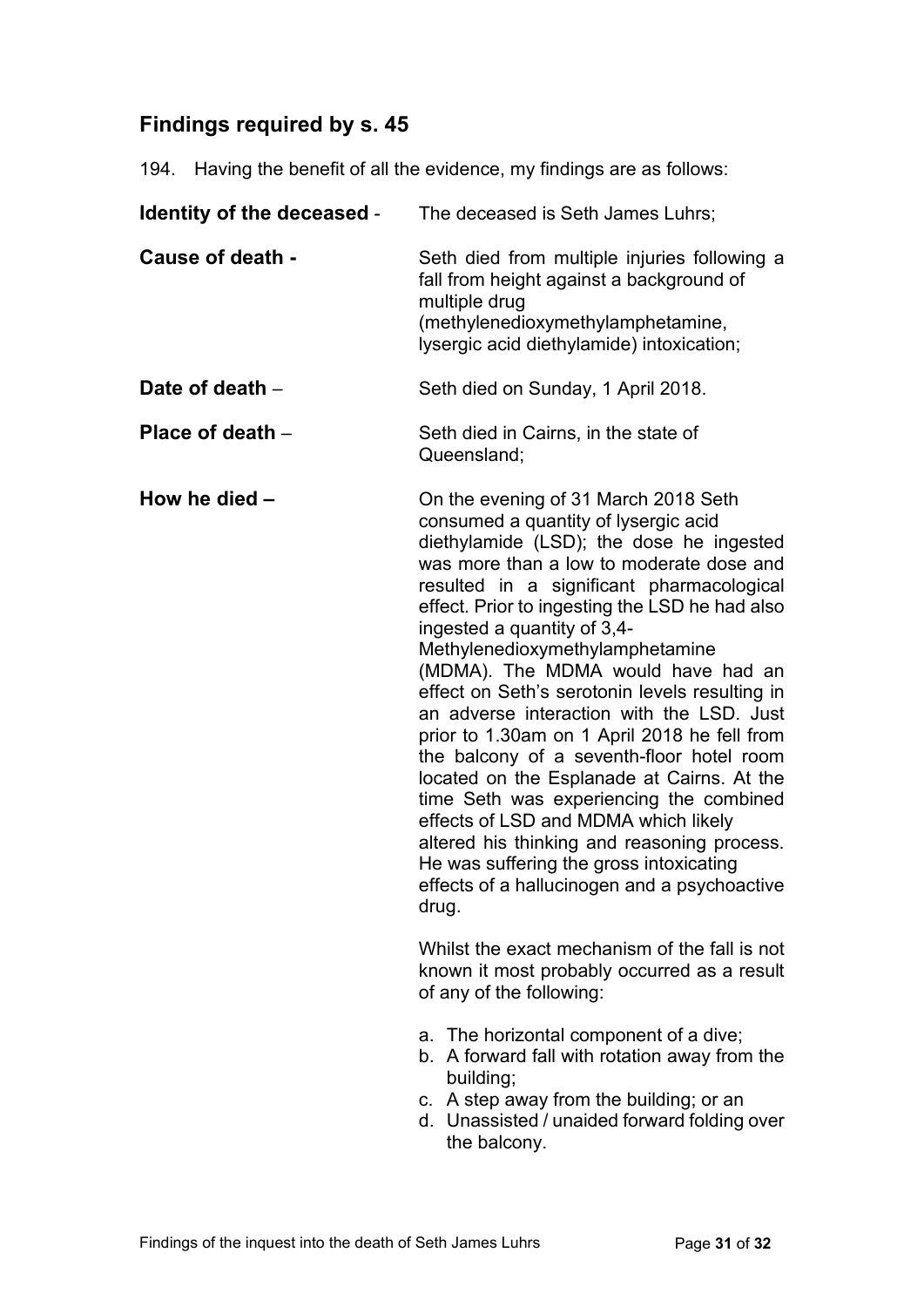## Findings required by s. 45

194. Having the benefit of all the evidence, my findings are as follows:

**Identity of the deceased** - The deceased is Seth James Luhrs;

**Cause of death -** Seth died from multiple injuries following a fall from height against a background of multiple drug (methylenedioxymethylamphetamine, lysergic acid diethylamide) intoxication;

**Date of death** – Seth died on Sunday, 1 April 2018.

**Place of death** – Seth died in Cairns, in the state of Queensland;

**How he died –** On the evening of 31 March 2018 Seth consumed a quantity of lysergic acid diethylamide (LSD); the dose he ingested was more than a low to moderate dose and resulted in a significant pharmacological effect. Prior to ingesting the LSD he had also ingested a quantity of 3,4-Methylenedioxymethylamphetamine (MDMA). The MDMA would have had an effect on Seth's serotonin levels resulting in an adverse interaction with the LSD. Just prior to 1.30am on 1 April 2018 he fell from the balcony of a seventh-floor hotel room located on the Esplanade at Cairns. At the time Seth was experiencing the combined effects of LSD and MDMA which likely altered his thinking and reasoning process. He was suffering the gross intoxicating effects of a hallucinogen and a psychoactive drug.

Whilst the exact mechanism of the fall is not known it most probably occurred as a result of any of the following:

a. The horizontal component of a dive;
b. A forward fall with rotation away from the building;
c. A step away from the building; or an
d. Unassisted / unaided forward folding over the balcony.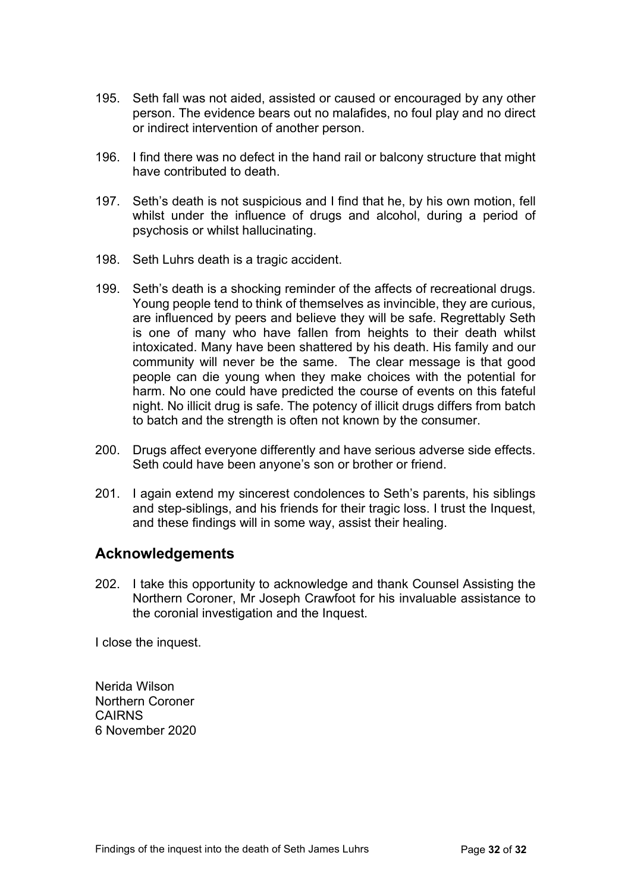195. Seth fall was not aided, assisted or caused or encouraged by any other person. The evidence bears out no malafides, no foul play and no direct or indirect intervention of another person.

196. I find there was no defect in the hand rail or balcony structure that might have contributed to death.

197. Seth's death is not suspicious and I find that he, by his own motion, fell whilst under the influence of drugs and alcohol, during a period of psychosis or whilst hallucinating.

198. Seth Luhrs death is a tragic accident.

199. Seth's death is a shocking reminder of the affects of recreational drugs. Young people tend to think of themselves as invincible, they are curious, are influenced by peers and believe they will be safe. Regrettably Seth is one of many who have fallen from heights to their death whilst intoxicated. Many have been shattered by his death. His family and our community will never be the same. The clear message is that good people can die young when they make choices with the potential for harm. No one could have predicted the course of events on this fateful night. No illicit drug is safe. The potency of illicit drugs differs from batch to batch and the strength is often not known by the consumer.

200. Drugs affect everyone differently and have serious adverse side effects. Seth could have been anyone's son or brother or friend.

201. I again extend my sincerest condolences to Seth's parents, his siblings and step-siblings, and his friends for their tragic loss. I trust the Inquest, and these findings will in some way, assist their healing.

## Acknowledgements

202. I take this opportunity to acknowledge and thank Counsel Assisting the Northern Coroner, Mr Joseph Crawfoot for his invaluable assistance to the coronial investigation and the Inquest.

I close the inquest.

Nerida Wilson
Northern Coroner
CAIRNS
6 November 2020